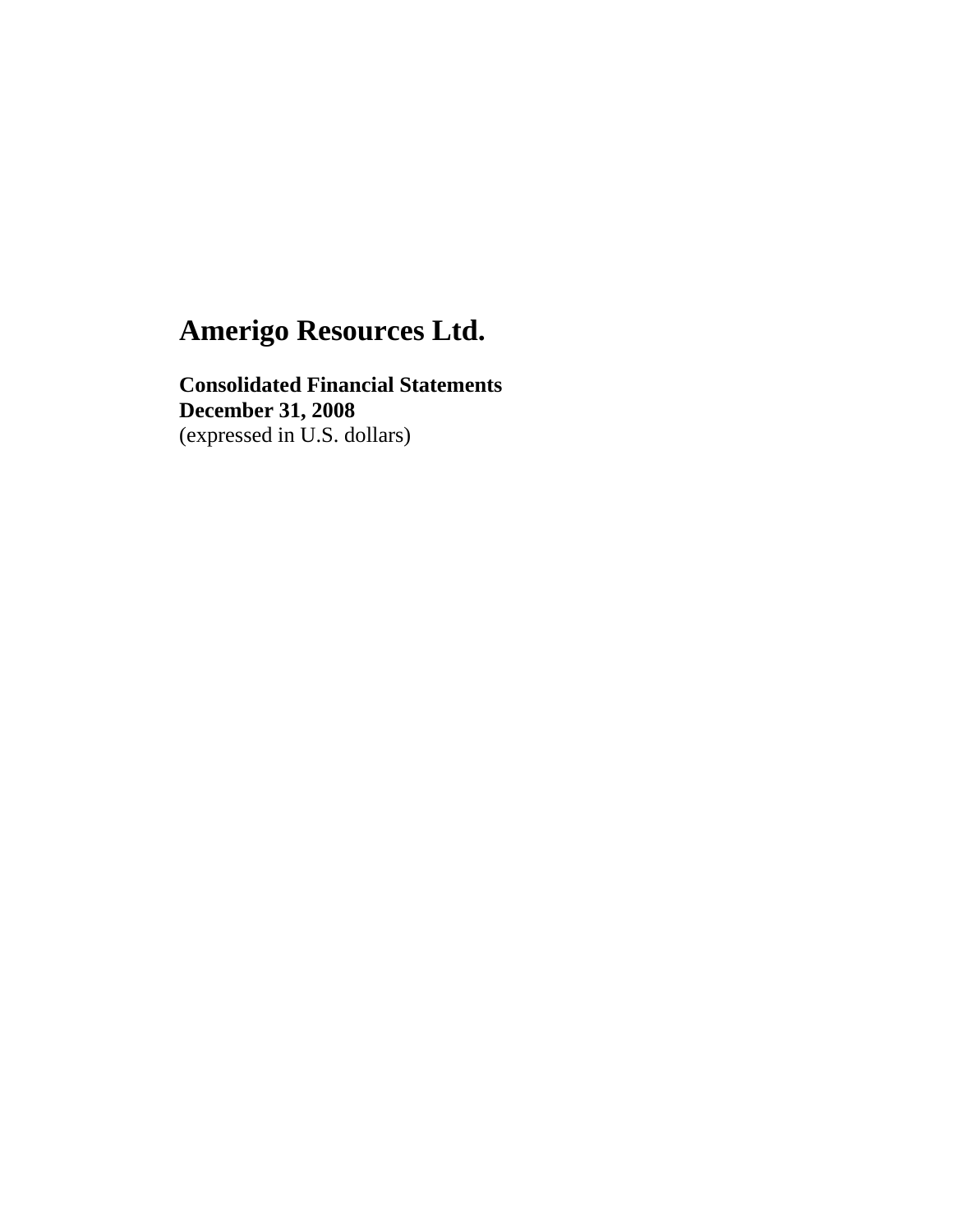# Amerigo Resources Ltd.

**Consolidated Financial Statements**
**December 31, 2008**
(expressed in U.S. dollars)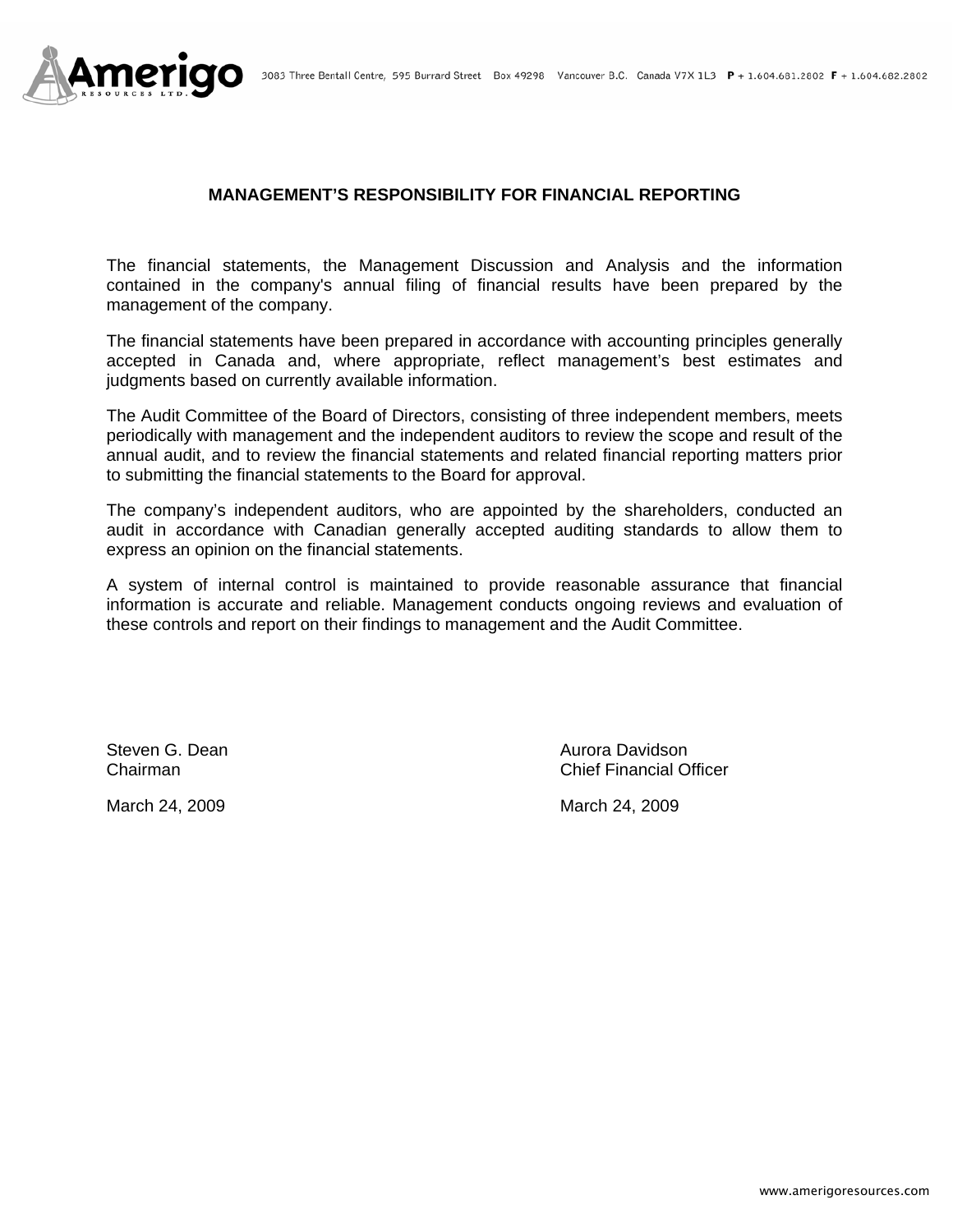## MANAGEMENT'S RESPONSIBILITY FOR FINANCIAL REPORTING

The financial statements, the Management Discussion and Analysis and the information contained in the company's annual filing of financial results have been prepared by the management of the company.

The financial statements have been prepared in accordance with accounting principles generally accepted in Canada and, where appropriate, reflect management's best estimates and judgments based on currently available information.

The Audit Committee of the Board of Directors, consisting of three independent members, meets periodically with management and the independent auditors to review the scope and result of the annual audit, and to review the financial statements and related financial reporting matters prior to submitting the financial statements to the Board for approval.

The company's independent auditors, who are appointed by the shareholders, conducted an audit in accordance with Canadian generally accepted auditing standards to allow them to express an opinion on the financial statements.

A system of internal control is maintained to provide reasonable assurance that financial information is accurate and reliable. Management conducts ongoing reviews and evaluation of these controls and report on their findings to management and the Audit Committee.

Steven G. Dean
Chairman

March 24, 2009

Aurora Davidson
Chief Financial Officer

March 24, 2009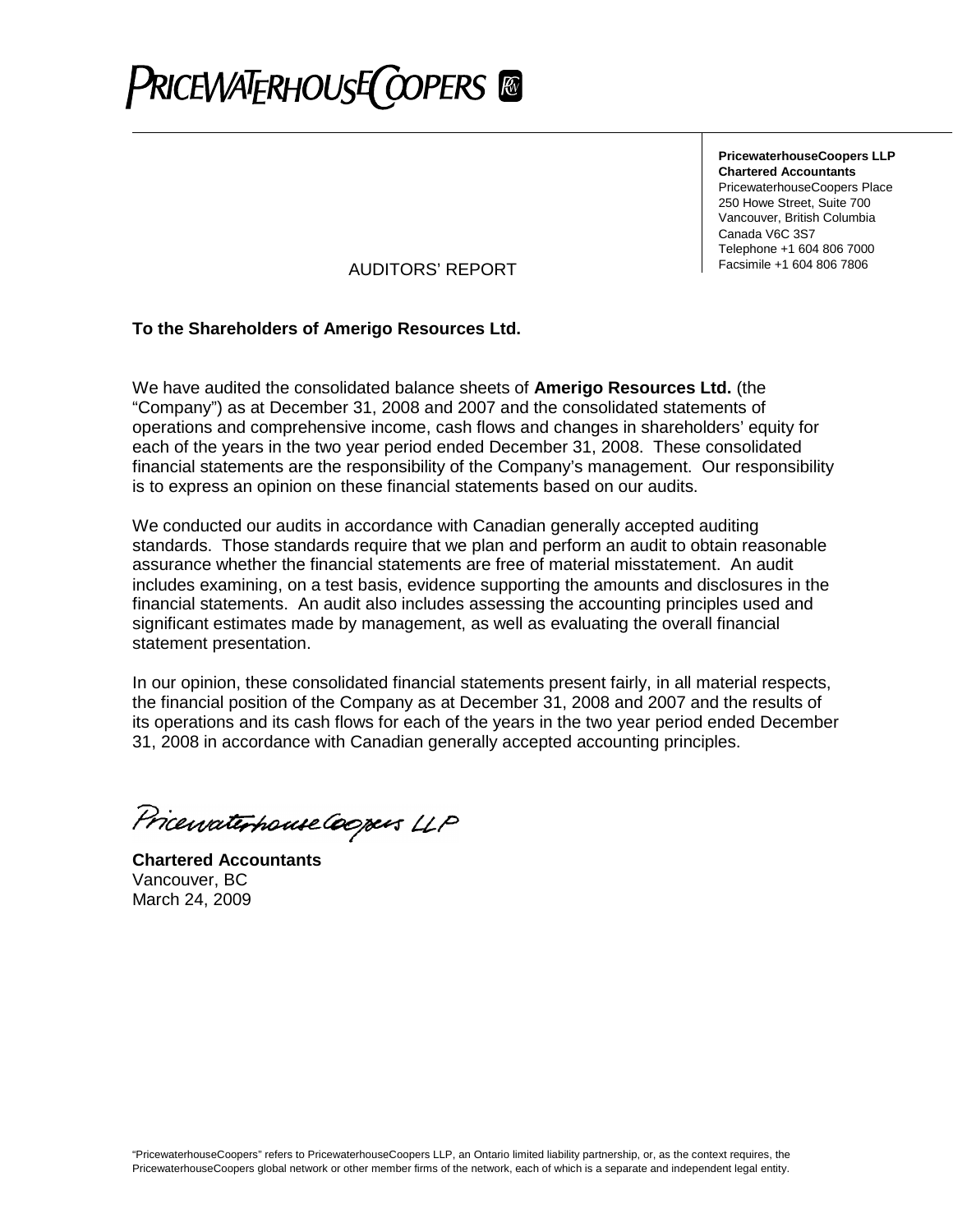**PricewaterhouseCoopers LLP**
**Chartered Accountants**
PricewaterhouseCoopers Place
250 Howe Street, Suite 700
Vancouver, British Columbia
Canada V6C 3S7
Telephone +1 604 806 7000
Facsimile +1 604 806 7806

# AUDITORS' REPORT

**To the Shareholders of Amerigo Resources Ltd.**

We have audited the consolidated balance sheets of **Amerigo Resources Ltd.** (the "Company") as at December 31, 2008 and 2007 and the consolidated statements of operations and comprehensive income, cash flows and changes in shareholders' equity for each of the years in the two year period ended December 31, 2008. These consolidated financial statements are the responsibility of the Company's management. Our responsibility is to express an opinion on these financial statements based on our audits.

We conducted our audits in accordance with Canadian generally accepted auditing standards. Those standards require that we plan and perform an audit to obtain reasonable assurance whether the financial statements are free of material misstatement. An audit includes examining, on a test basis, evidence supporting the amounts and disclosures in the financial statements. An audit also includes assessing the accounting principles used and significant estimates made by management, as well as evaluating the overall financial statement presentation.

In our opinion, these consolidated financial statements present fairly, in all material respects, the financial position of the Company as at December 31, 2008 and 2007 and the results of its operations and its cash flows for each of the years in the two year period ended December 31, 2008 in accordance with Canadian generally accepted accounting principles.

PricewaterhouseCoopers LLP

**Chartered Accountants**
Vancouver, BC
March 24, 2009

"PricewaterhouseCoopers" refers to PricewaterhouseCoopers LLP, an Ontario limited liability partnership, or, as the context requires, the PricewaterhouseCoopers global network or other member firms of the network, each of which is a separate and independent legal entity.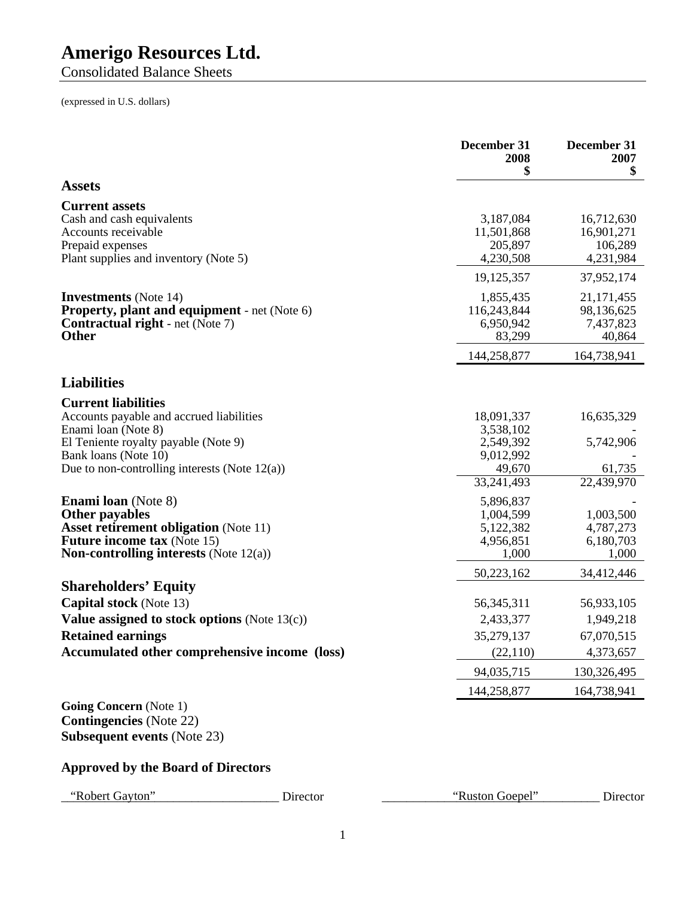# Amerigo Resources Ltd.

Consolidated Balance Sheets

(expressed in U.S. dollars)

| | December 31 2008 $ | December 31 2007 $ |
|---|---|---|
| **Assets** | | |
| **Current assets** | | |
| Cash and cash equivalents | 3,187,084 | 16,712,630 |
| Accounts receivable | 11,501,868 | 16,901,271 |
| Prepaid expenses | 205,897 | 106,289 |
| Plant supplies and inventory (Note 5) | 4,230,508 | 4,231,984 |
| | 19,125,357 | 37,952,174 |
| **Investments** (Note 14) | 1,855,435 | 21,171,455 |
| **Property, plant and equipment** - net (Note 6) | 116,243,844 | 98,136,625 |
| **Contractual right** - net (Note 7) | 6,950,942 | 7,437,823 |
| **Other** | 83,299 | 40,864 |
| | 144,258,877 | 164,738,941 |
| **Liabilities** | | |
| **Current liabilities** | | |
| Accounts payable and accrued liabilities | 18,091,337 | 16,635,329 |
| Enami loan (Note 8) | 3,538,102 | - |
| El Teniente royalty payable (Note 9) | 2,549,392 | 5,742,906 |
| Bank loans (Note 10) | 9,012,992 | - |
| Due to non-controlling interests (Note 12(a)) | 49,670 | 61,735 |
| | 33,241,493 | 22,439,970 |
| **Enami loan** (Note 8) | 5,896,837 | - |
| **Other payables** | 1,004,599 | 1,003,500 |
| **Asset retirement obligation** (Note 11) | 5,122,382 | 4,787,273 |
| **Future income tax** (Note 15) | 4,956,851 | 6,180,703 |
| **Non-controlling interests** (Note 12(a)) | 1,000 | 1,000 |
| | 50,223,162 | 34,412,446 |
| **Shareholders' Equity** | | |
| **Capital stock** (Note 13) | 56,345,311 | 56,933,105 |
| **Value assigned to stock options** (Note 13(c)) | 2,433,377 | 1,949,218 |
| **Retained earnings** | 35,279,137 | 67,070,515 |
| **Accumulated other comprehensive income (loss)** | (22,110) | 4,373,657 |
| | 94,035,715 | 130,326,495 |
| | 144,258,877 | 164,738,941 |

**Going Concern** (Note 1)
**Contingencies** (Note 22)
**Subsequent events** (Note 23)

**Approved by the Board of Directors**

"Robert Gayton" Director "Ruston Goepel" Director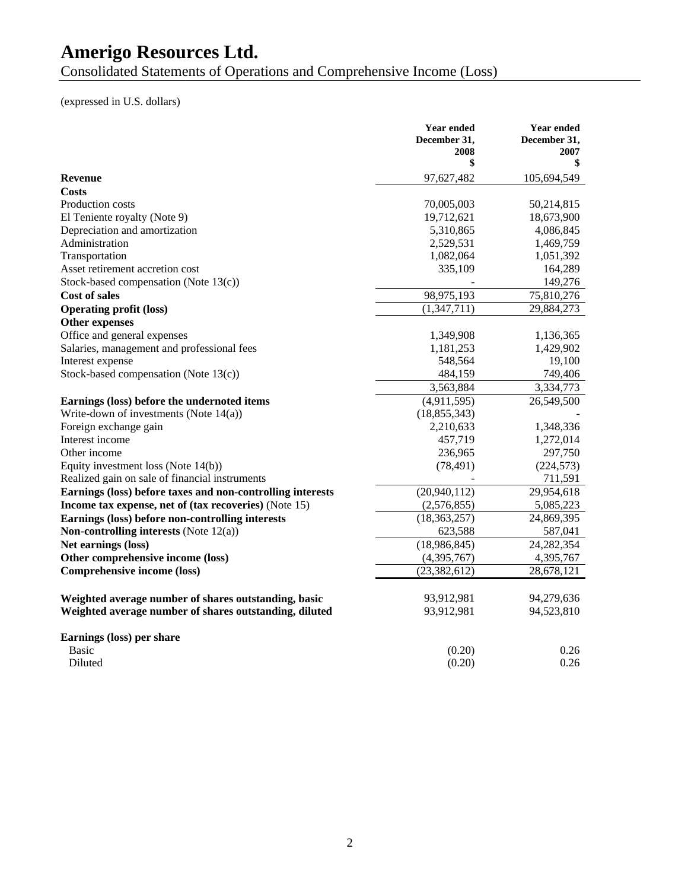# Amerigo Resources Ltd.

Consolidated Statements of Operations and Comprehensive Income (Loss)

(expressed in U.S. dollars)

| | Year ended December 31, 2008 $ | Year ended December 31, 2007 $ |
|---|---|---|
| **Revenue** | 97,627,482 | 105,694,549 |
| **Costs** | | |
| Production costs | 70,005,003 | 50,214,815 |
| El Teniente royalty (Note 9) | 19,712,621 | 18,673,900 |
| Depreciation and amortization | 5,310,865 | 4,086,845 |
| Administration | 2,529,531 | 1,469,759 |
| Transportation | 1,082,064 | 1,051,392 |
| Asset retirement accretion cost | 335,109 | 164,289 |
| Stock-based compensation (Note 13(c)) | - | 149,276 |
| **Cost of sales** | 98,975,193 | 75,810,276 |
| **Operating profit (loss)** | (1,347,711) | 29,884,273 |
| **Other expenses** | | |
| Office and general expenses | 1,349,908 | 1,136,365 |
| Salaries, management and professional fees | 1,181,253 | 1,429,902 |
| Interest expense | 548,564 | 19,100 |
| Stock-based compensation (Note 13(c)) | 484,159 | 749,406 |
| | 3,563,884 | 3,334,773 |
| **Earnings (loss) before the undernoted items** | (4,911,595) | 26,549,500 |
| Write-down of investments (Note 14(a)) | (18,855,343) | - |
| Foreign exchange gain | 2,210,633 | 1,348,336 |
| Interest income | 457,719 | 1,272,014 |
| Other income | 236,965 | 297,750 |
| Equity investment loss (Note 14(b)) | (78,491) | (224,573) |
| Realized gain on sale of financial instruments | - | 711,591 |
| **Earnings (loss) before taxes and non-controlling interests** | (20,940,112) | 29,954,618 |
| **Income tax expense, net of (tax recoveries)** (Note 15) | (2,576,855) | 5,085,223 |
| **Earnings (loss) before non-controlling interests** | (18,363,257) | 24,869,395 |
| **Non-controlling interests** (Note 12(a)) | 623,588 | 587,041 |
| **Net earnings (loss)** | (18,986,845) | 24,282,354 |
| **Other comprehensive income (loss)** | (4,395,767) | 4,395,767 |
| **Comprehensive income (loss)** | (23,382,612) | 28,678,121 |
| | | |
| **Weighted average number of shares outstanding, basic** | 93,912,981 | 94,279,636 |
| **Weighted average number of shares outstanding, diluted** | 93,912,981 | 94,523,810 |
| | | |
| **Earnings (loss) per share** | | |
| Basic | (0.20) | 0.26 |
| Diluted | (0.20) | 0.26 |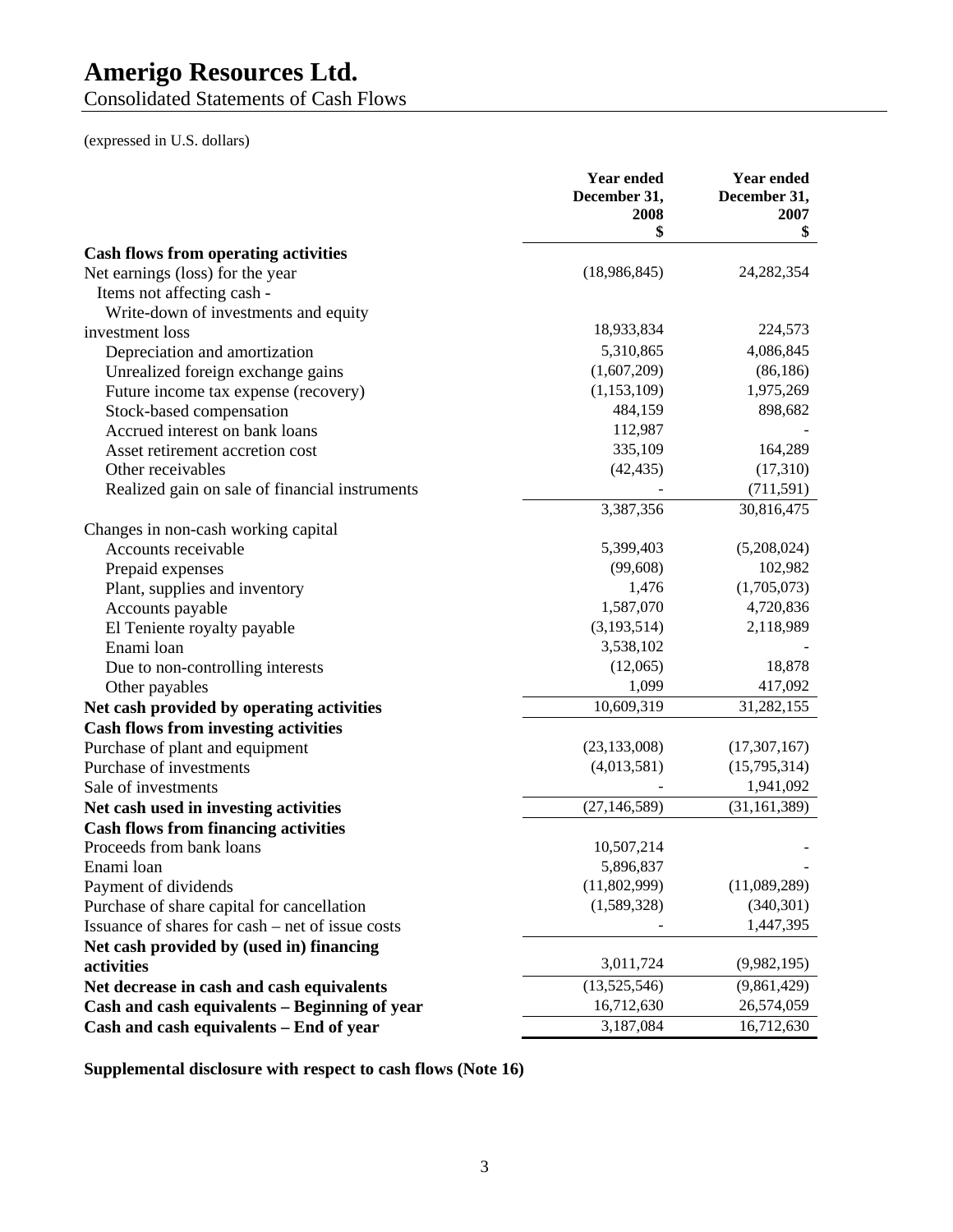# Amerigo Resources Ltd.

Consolidated Statements of Cash Flows

(expressed in U.S. dollars)

| | Year ended December 31, 2008 $ | Year ended December 31, 2007 $ |
|---|---|---|
| **Cash flows from operating activities** | | |
| Net earnings (loss) for the year | (18,986,845) | 24,282,354 |
| Items not affecting cash - | | |
| Write-down of investments and equity investment loss | 18,933,834 | 224,573 |
| Depreciation and amortization | 5,310,865 | 4,086,845 |
| Unrealized foreign exchange gains | (1,607,209) | (86,186) |
| Future income tax expense (recovery) | (1,153,109) | 1,975,269 |
| Stock-based compensation | 484,159 | 898,682 |
| Accrued interest on bank loans | 112,987 | - |
| Asset retirement accretion cost | 335,109 | 164,289 |
| Other receivables | (42,435) | (17,310) |
| Realized gain on sale of financial instruments | - | (711,591) |
| | 3,387,356 | 30,816,475 |
| Changes in non-cash working capital | | |
| Accounts receivable | 5,399,403 | (5,208,024) |
| Prepaid expenses | (99,608) | 102,982 |
| Plant, supplies and inventory | 1,476 | (1,705,073) |
| Accounts payable | 1,587,070 | 4,720,836 |
| El Teniente royalty payable | (3,193,514) | 2,118,989 |
| Enami loan | 3,538,102 | - |
| Due to non-controlling interests | (12,065) | 18,878 |
| Other payables | 1,099 | 417,092 |
| **Net cash provided by operating activities** | 10,609,319 | 31,282,155 |
| **Cash flows from investing activities** | | |
| Purchase of plant and equipment | (23,133,008) | (17,307,167) |
| Purchase of investments | (4,013,581) | (15,795,314) |
| Sale of investments | - | 1,941,092 |
| **Net cash used in investing activities** | (27,146,589) | (31,161,389) |
| **Cash flows from financing activities** | | |
| Proceeds from bank loans | 10,507,214 | - |
| Enami loan | 5,896,837 | - |
| Payment of dividends | (11,802,999) | (11,089,289) |
| Purchase of share capital for cancellation | (1,589,328) | (340,301) |
| Issuance of shares for cash – net of issue costs | - | 1,447,395 |
| **Net cash provided by (used in) financing activities** | 3,011,724 | (9,982,195) |
| **Net decrease in cash and cash equivalents** | (13,525,546) | (9,861,429) |
| **Cash and cash equivalents – Beginning of year** | 16,712,630 | 26,574,059 |
| **Cash and cash equivalents – End of year** | 3,187,084 | 16,712,630 |

**Supplemental disclosure with respect to cash flows (Note 16)**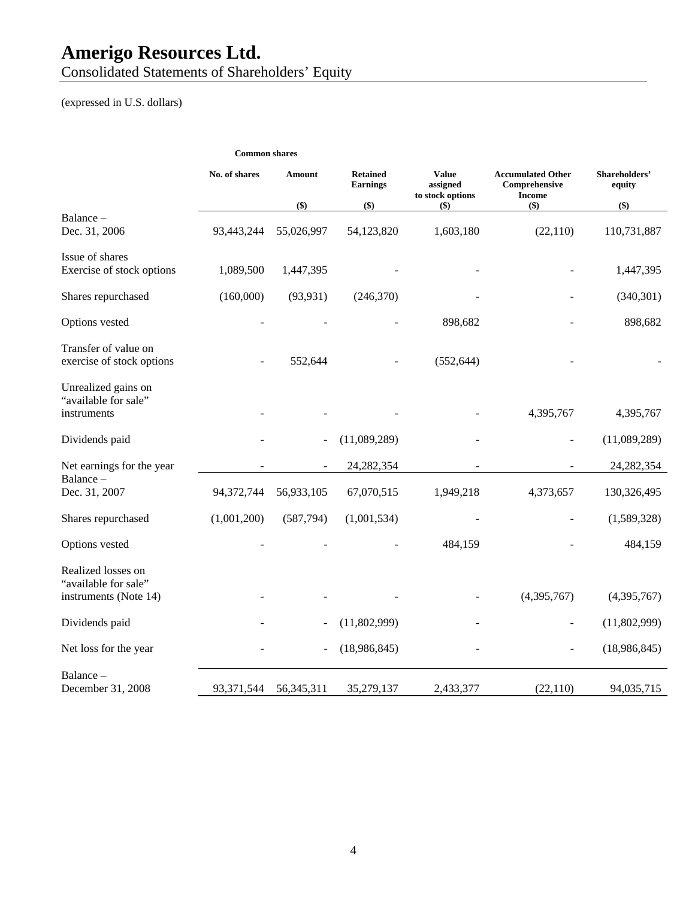# Amerigo Resources Ltd.

Consolidated Statements of Shareholders' Equity

(expressed in U.S. dollars)

| | Common shares | | | | | |
|---|---|---|---|---|---|---|
| | No. of shares | Amount ($) | Retained Earnings ($) | Value assigned to stock options ($) | Accumulated Other Comprehensive Income ($) | Shareholders' equity ($) |
| Balance – Dec. 31, 2006 | 93,443,244 | 55,026,997 | 54,123,820 | 1,603,180 | (22,110) | 110,731,887 |
| Issue of shares Exercise of stock options | 1,089,500 | 1,447,395 | - | - | - | 1,447,395 |
| Shares repurchased | (160,000) | (93,931) | (246,370) | - | - | (340,301) |
| Options vested | - | - | - | 898,682 | - | 898,682 |
| Transfer of value on exercise of stock options | - | 552,644 | - | (552,644) | - | - |
| Unrealized gains on "available for sale" instruments | - | - | - | - | 4,395,767 | 4,395,767 |
| Dividends paid | - | - | (11,089,289) | - | - | (11,089,289) |
| Net earnings for the year | - | - | 24,282,354 | - | - | 24,282,354 |
| Balance – Dec. 31, 2007 | 94,372,744 | 56,933,105 | 67,070,515 | 1,949,218 | 4,373,657 | 130,326,495 |
| Shares repurchased | (1,001,200) | (587,794) | (1,001,534) | - | - | (1,589,328) |
| Options vested | - | - | - | 484,159 | - | 484,159 |
| Realized losses on "available for sale" instruments (Note 14) | - | - | - | - | (4,395,767) | (4,395,767) |
| Dividends paid | - | - | (11,802,999) | - | - | (11,802,999) |
| Net loss for the year | - | - | (18,986,845) | - | - | (18,986,845) |
| Balance – December 31, 2008 | 93,371,544 | 56,345,311 | 35,279,137 | 2,433,377 | (22,110) | 94,035,715 |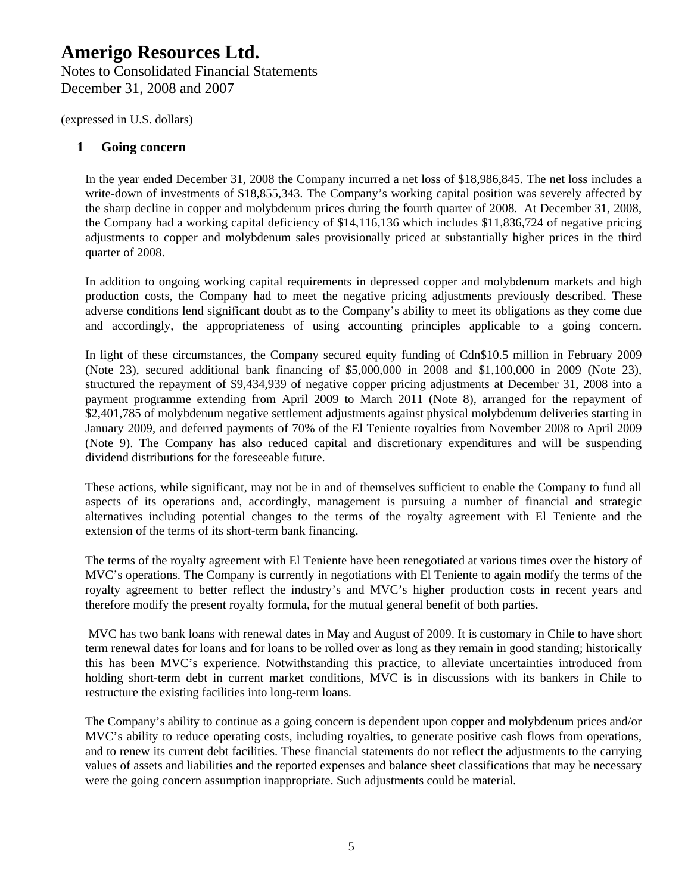(expressed in U.S. dollars)

## 1 Going concern

In the year ended December 31, 2008 the Company incurred a net loss of $18,986,845. The net loss includes a write-down of investments of $18,855,343. The Company's working capital position was severely affected by the sharp decline in copper and molybdenum prices during the fourth quarter of 2008. At December 31, 2008, the Company had a working capital deficiency of $14,116,136 which includes $11,836,724 of negative pricing adjustments to copper and molybdenum sales provisionally priced at substantially higher prices in the third quarter of 2008.

In addition to ongoing working capital requirements in depressed copper and molybdenum markets and high production costs, the Company had to meet the negative pricing adjustments previously described. These adverse conditions lend significant doubt as to the Company's ability to meet its obligations as they come due and accordingly, the appropriateness of using accounting principles applicable to a going concern.

In light of these circumstances, the Company secured equity funding of Cdn$10.5 million in February 2009 (Note 23), secured additional bank financing of $5,000,000 in 2008 and $1,100,000 in 2009 (Note 23), structured the repayment of $9,434,939 of negative copper pricing adjustments at December 31, 2008 into a payment programme extending from April 2009 to March 2011 (Note 8), arranged for the repayment of $2,401,785 of molybdenum negative settlement adjustments against physical molybdenum deliveries starting in January 2009, and deferred payments of 70% of the El Teniente royalties from November 2008 to April 2009 (Note 9). The Company has also reduced capital and discretionary expenditures and will be suspending dividend distributions for the foreseeable future.

These actions, while significant, may not be in and of themselves sufficient to enable the Company to fund all aspects of its operations and, accordingly, management is pursuing a number of financial and strategic alternatives including potential changes to the terms of the royalty agreement with El Teniente and the extension of the terms of its short-term bank financing.

The terms of the royalty agreement with El Teniente have been renegotiated at various times over the history of MVC's operations. The Company is currently in negotiations with El Teniente to again modify the terms of the royalty agreement to better reflect the industry's and MVC's higher production costs in recent years and therefore modify the present royalty formula, for the mutual general benefit of both parties.

MVC has two bank loans with renewal dates in May and August of 2009. It is customary in Chile to have short term renewal dates for loans and for loans to be rolled over as long as they remain in good standing; historically this has been MVC's experience. Notwithstanding this practice, to alleviate uncertainties introduced from holding short-term debt in current market conditions, MVC is in discussions with its bankers in Chile to restructure the existing facilities into long-term loans.

The Company's ability to continue as a going concern is dependent upon copper and molybdenum prices and/or MVC's ability to reduce operating costs, including royalties, to generate positive cash flows from operations, and to renew its current debt facilities. These financial statements do not reflect the adjustments to the carrying values of assets and liabilities and the reported expenses and balance sheet classifications that may be necessary were the going concern assumption inappropriate. Such adjustments could be material.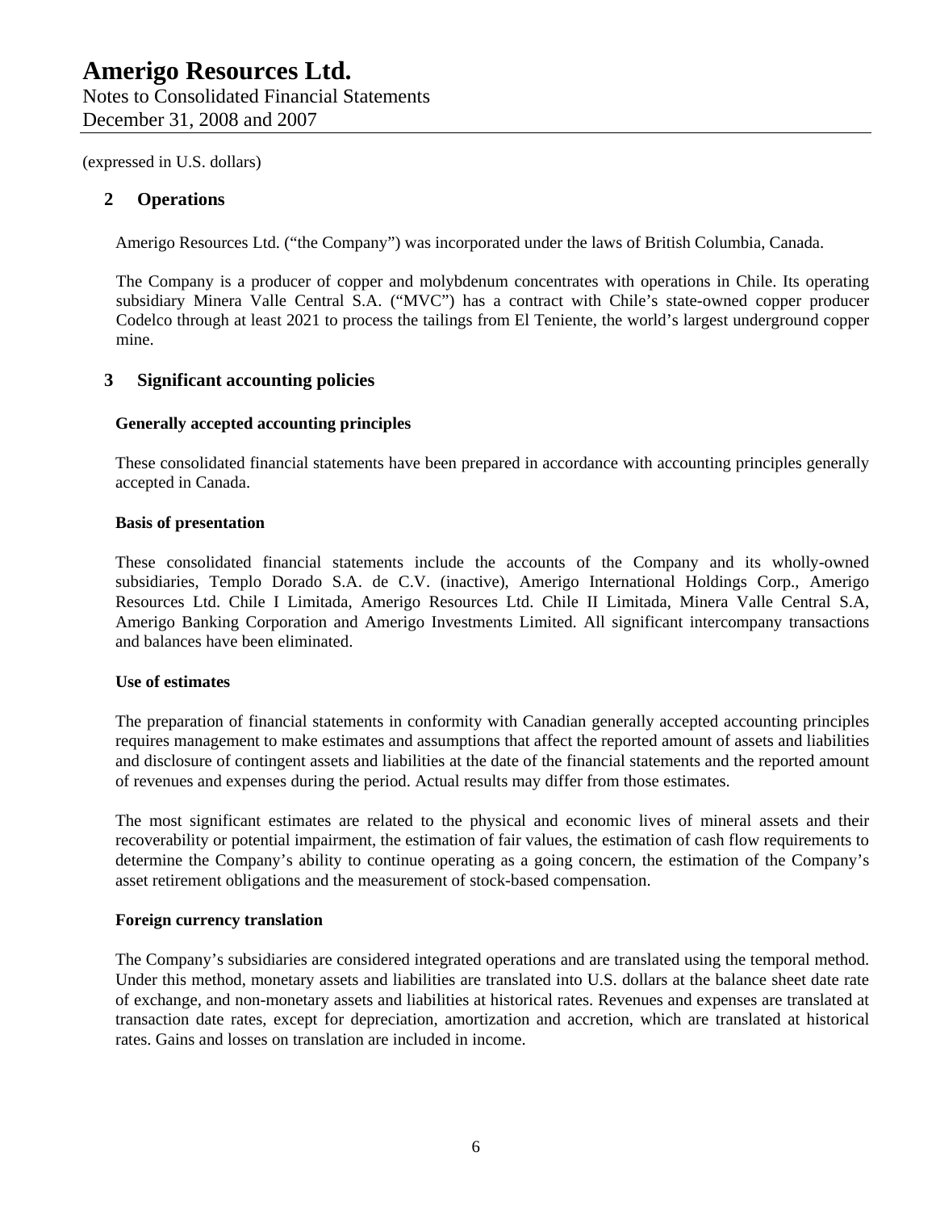(expressed in U.S. dollars)

## 2 Operations

Amerigo Resources Ltd. ("the Company") was incorporated under the laws of British Columbia, Canada.

The Company is a producer of copper and molybdenum concentrates with operations in Chile. Its operating subsidiary Minera Valle Central S.A. ("MVC") has a contract with Chile's state-owned copper producer Codelco through at least 2021 to process the tailings from El Teniente, the world's largest underground copper mine.

## 3 Significant accounting policies

### Generally accepted accounting principles

These consolidated financial statements have been prepared in accordance with accounting principles generally accepted in Canada.

### Basis of presentation

These consolidated financial statements include the accounts of the Company and its wholly-owned subsidiaries, Templo Dorado S.A. de C.V. (inactive), Amerigo International Holdings Corp., Amerigo Resources Ltd. Chile I Limitada, Amerigo Resources Ltd. Chile II Limitada, Minera Valle Central S.A, Amerigo Banking Corporation and Amerigo Investments Limited. All significant intercompany transactions and balances have been eliminated.

### Use of estimates

The preparation of financial statements in conformity with Canadian generally accepted accounting principles requires management to make estimates and assumptions that affect the reported amount of assets and liabilities and disclosure of contingent assets and liabilities at the date of the financial statements and the reported amount of revenues and expenses during the period. Actual results may differ from those estimates.

The most significant estimates are related to the physical and economic lives of mineral assets and their recoverability or potential impairment, the estimation of fair values, the estimation of cash flow requirements to determine the Company's ability to continue operating as a going concern, the estimation of the Company's asset retirement obligations and the measurement of stock-based compensation.

### Foreign currency translation

The Company's subsidiaries are considered integrated operations and are translated using the temporal method. Under this method, monetary assets and liabilities are translated into U.S. dollars at the balance sheet date rate of exchange, and non-monetary assets and liabilities at historical rates. Revenues and expenses are translated at transaction date rates, except for depreciation, amortization and accretion, which are translated at historical rates. Gains and losses on translation are included in income.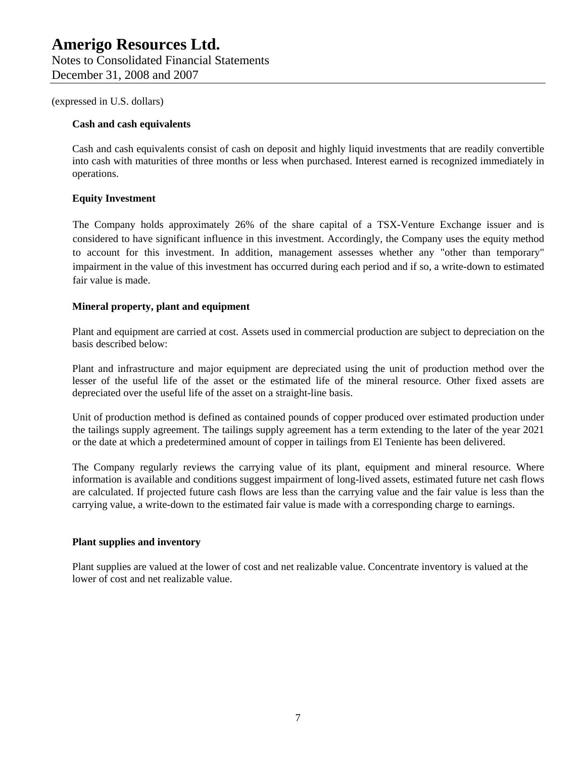(expressed in U.S. dollars)

**Cash and cash equivalents**

Cash and cash equivalents consist of cash on deposit and highly liquid investments that are readily convertible into cash with maturities of three months or less when purchased. Interest earned is recognized immediately in operations.

**Equity Investment**

The Company holds approximately 26% of the share capital of a TSX-Venture Exchange issuer and is considered to have significant influence in this investment. Accordingly, the Company uses the equity method to account for this investment. In addition, management assesses whether any "other than temporary" impairment in the value of this investment has occurred during each period and if so, a write-down to estimated fair value is made.

**Mineral property, plant and equipment**

Plant and equipment are carried at cost. Assets used in commercial production are subject to depreciation on the basis described below:

Plant and infrastructure and major equipment are depreciated using the unit of production method over the lesser of the useful life of the asset or the estimated life of the mineral resource. Other fixed assets are depreciated over the useful life of the asset on a straight-line basis.

Unit of production method is defined as contained pounds of copper produced over estimated production under the tailings supply agreement. The tailings supply agreement has a term extending to the later of the year 2021 or the date at which a predetermined amount of copper in tailings from El Teniente has been delivered.

The Company regularly reviews the carrying value of its plant, equipment and mineral resource. Where information is available and conditions suggest impairment of long-lived assets, estimated future net cash flows are calculated. If projected future cash flows are less than the carrying value and the fair value is less than the carrying value, a write-down to the estimated fair value is made with a corresponding charge to earnings.

**Plant supplies and inventory**

Plant supplies are valued at the lower of cost and net realizable value. Concentrate inventory is valued at the lower of cost and net realizable value.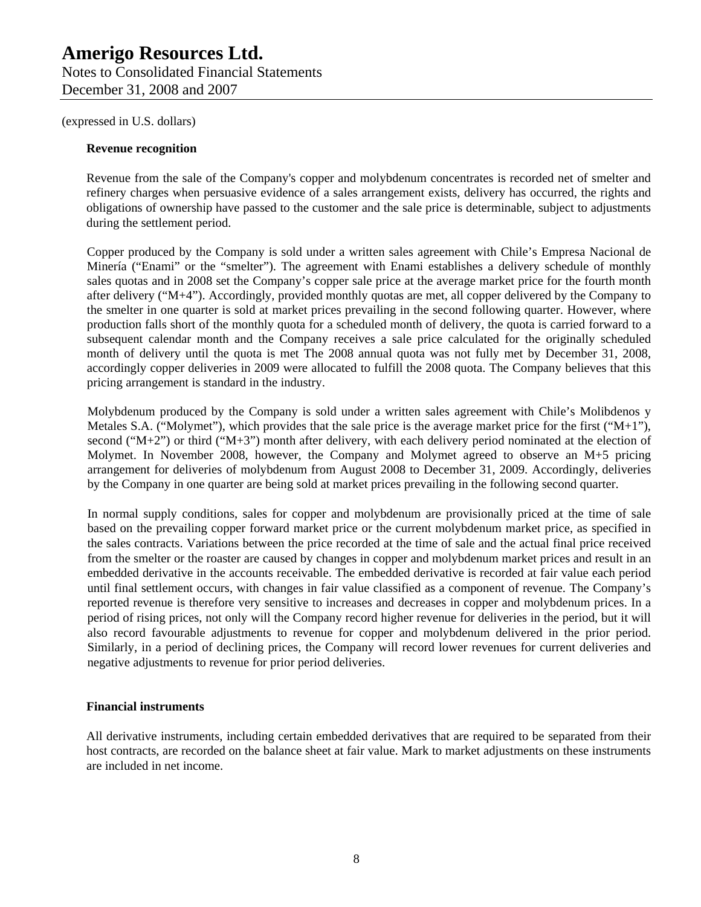(expressed in U.S. dollars)

**Revenue recognition**

Revenue from the sale of the Company's copper and molybdenum concentrates is recorded net of smelter and refinery charges when persuasive evidence of a sales arrangement exists, delivery has occurred, the rights and obligations of ownership have passed to the customer and the sale price is determinable, subject to adjustments during the settlement period.

Copper produced by the Company is sold under a written sales agreement with Chile's Empresa Nacional de Minería ("Enami" or the "smelter"). The agreement with Enami establishes a delivery schedule of monthly sales quotas and in 2008 set the Company's copper sale price at the average market price for the fourth month after delivery ("M+4"). Accordingly, provided monthly quotas are met, all copper delivered by the Company to the smelter in one quarter is sold at market prices prevailing in the second following quarter. However, where production falls short of the monthly quota for a scheduled month of delivery, the quota is carried forward to a subsequent calendar month and the Company receives a sale price calculated for the originally scheduled month of delivery until the quota is met The 2008 annual quota was not fully met by December 31, 2008, accordingly copper deliveries in 2009 were allocated to fulfill the 2008 quota. The Company believes that this pricing arrangement is standard in the industry.

Molybdenum produced by the Company is sold under a written sales agreement with Chile's Molibdenos y Metales S.A. ("Molymet"), which provides that the sale price is the average market price for the first ("M+1"), second ("M+2") or third ("M+3") month after delivery, with each delivery period nominated at the election of Molymet. In November 2008, however, the Company and Molymet agreed to observe an M+5 pricing arrangement for deliveries of molybdenum from August 2008 to December 31, 2009. Accordingly, deliveries by the Company in one quarter are being sold at market prices prevailing in the following second quarter.

In normal supply conditions, sales for copper and molybdenum are provisionally priced at the time of sale based on the prevailing copper forward market price or the current molybdenum market price, as specified in the sales contracts. Variations between the price recorded at the time of sale and the actual final price received from the smelter or the roaster are caused by changes in copper and molybdenum market prices and result in an embedded derivative in the accounts receivable. The embedded derivative is recorded at fair value each period until final settlement occurs, with changes in fair value classified as a component of revenue. The Company's reported revenue is therefore very sensitive to increases and decreases in copper and molybdenum prices. In a period of rising prices, not only will the Company record higher revenue for deliveries in the period, but it will also record favourable adjustments to revenue for copper and molybdenum delivered in the prior period. Similarly, in a period of declining prices, the Company will record lower revenues for current deliveries and negative adjustments to revenue for prior period deliveries.

**Financial instruments**

All derivative instruments, including certain embedded derivatives that are required to be separated from their host contracts, are recorded on the balance sheet at fair value. Mark to market adjustments on these instruments are included in net income.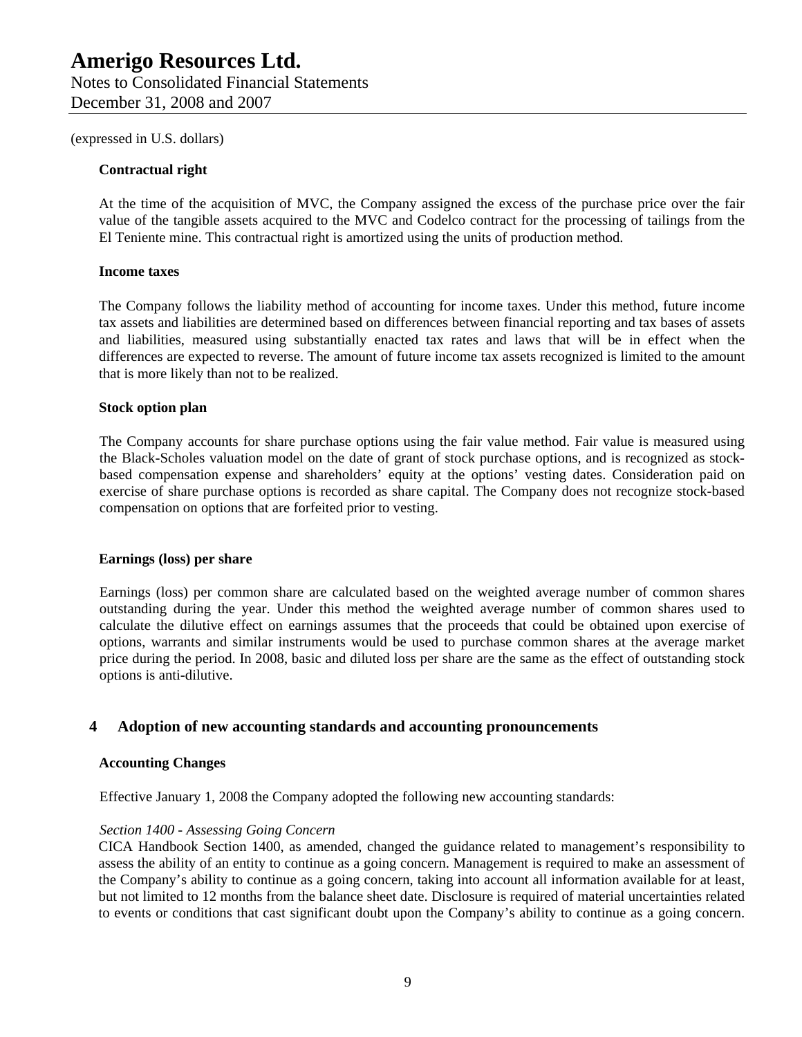(expressed in U.S. dollars)

**Contractual right**

At the time of the acquisition of MVC, the Company assigned the excess of the purchase price over the fair value of the tangible assets acquired to the MVC and Codelco contract for the processing of tailings from the El Teniente mine. This contractual right is amortized using the units of production method.

**Income taxes**

The Company follows the liability method of accounting for income taxes. Under this method, future income tax assets and liabilities are determined based on differences between financial reporting and tax bases of assets and liabilities, measured using substantially enacted tax rates and laws that will be in effect when the differences are expected to reverse. The amount of future income tax assets recognized is limited to the amount that is more likely than not to be realized.

**Stock option plan**

The Company accounts for share purchase options using the fair value method. Fair value is measured using the Black-Scholes valuation model on the date of grant of stock purchase options, and is recognized as stock-based compensation expense and shareholders' equity at the options' vesting dates. Consideration paid on exercise of share purchase options is recorded as share capital. The Company does not recognize stock-based compensation on options that are forfeited prior to vesting.

**Earnings (loss) per share**

Earnings (loss) per common share are calculated based on the weighted average number of common shares outstanding during the year. Under this method the weighted average number of common shares used to calculate the dilutive effect on earnings assumes that the proceeds that could be obtained upon exercise of options, warrants and similar instruments would be used to purchase common shares at the average market price during the period. In 2008, basic and diluted loss per share are the same as the effect of outstanding stock options is anti-dilutive.

## 4 Adoption of new accounting standards and accounting pronouncements

**Accounting Changes**

Effective January 1, 2008 the Company adopted the following new accounting standards:

*Section 1400 - Assessing Going Concern*

CICA Handbook Section 1400, as amended, changed the guidance related to management's responsibility to assess the ability of an entity to continue as a going concern. Management is required to make an assessment of the Company's ability to continue as a going concern, taking into account all information available for at least, but not limited to 12 months from the balance sheet date. Disclosure is required of material uncertainties related to events or conditions that cast significant doubt upon the Company's ability to continue as a going concern.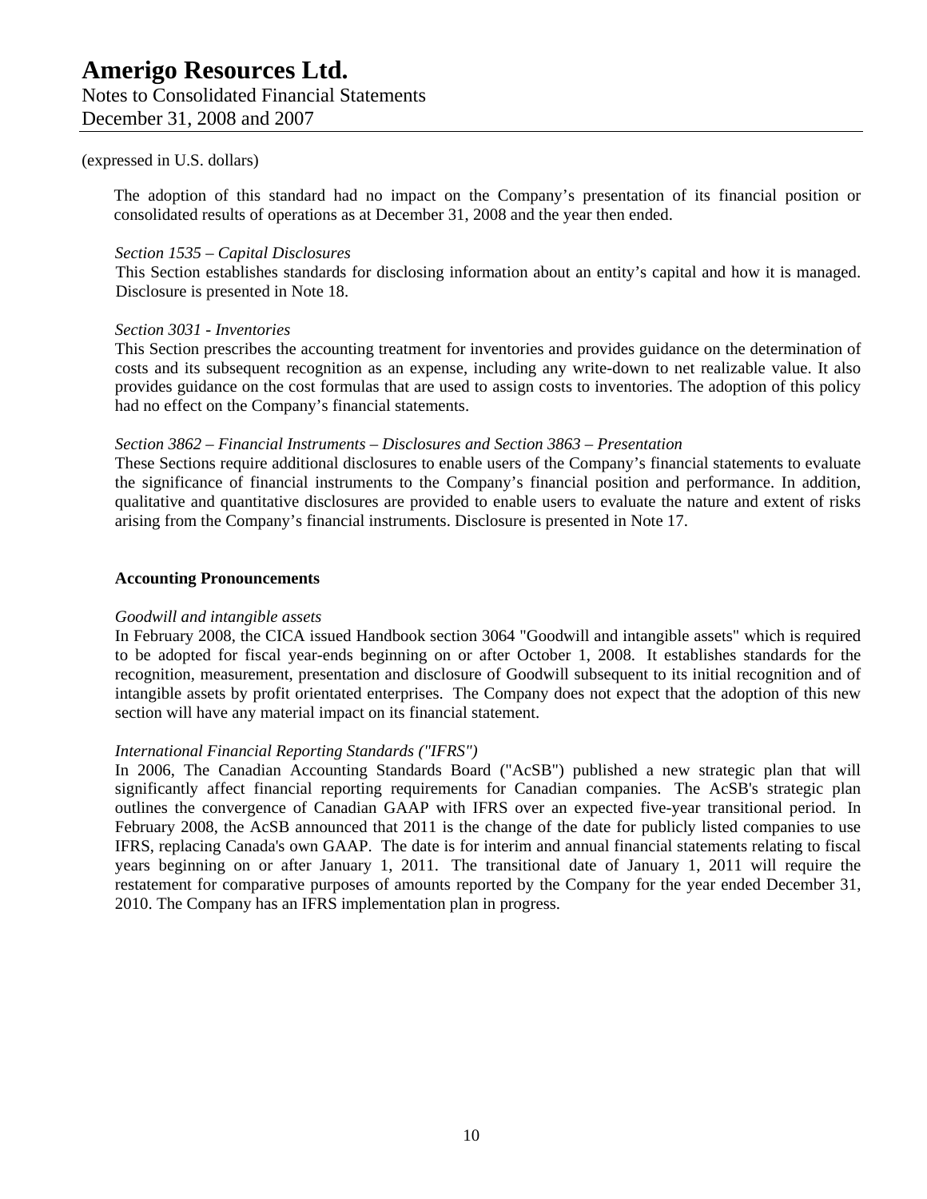(expressed in U.S. dollars)

The adoption of this standard had no impact on the Company's presentation of its financial position or consolidated results of operations as at December 31, 2008 and the year then ended.

*Section 1535 – Capital Disclosures*

This Section establishes standards for disclosing information about an entity's capital and how it is managed. Disclosure is presented in Note 18.

*Section 3031 - Inventories*

This Section prescribes the accounting treatment for inventories and provides guidance on the determination of costs and its subsequent recognition as an expense, including any write-down to net realizable value. It also provides guidance on the cost formulas that are used to assign costs to inventories. The adoption of this policy had no effect on the Company's financial statements.

*Section 3862 – Financial Instruments – Disclosures and Section 3863 – Presentation*

These Sections require additional disclosures to enable users of the Company's financial statements to evaluate the significance of financial instruments to the Company's financial position and performance. In addition, qualitative and quantitative disclosures are provided to enable users to evaluate the nature and extent of risks arising from the Company's financial instruments. Disclosure is presented in Note 17.

**Accounting Pronouncements**

*Goodwill and intangible assets*

In February 2008, the CICA issued Handbook section 3064 "Goodwill and intangible assets" which is required to be adopted for fiscal year-ends beginning on or after October 1, 2008. It establishes standards for the recognition, measurement, presentation and disclosure of Goodwill subsequent to its initial recognition and of intangible assets by profit orientated enterprises. The Company does not expect that the adoption of this new section will have any material impact on its financial statement.

*International Financial Reporting Standards ("IFRS")*

In 2006, The Canadian Accounting Standards Board ("AcSB") published a new strategic plan that will significantly affect financial reporting requirements for Canadian companies. The AcSB's strategic plan outlines the convergence of Canadian GAAP with IFRS over an expected five-year transitional period. In February 2008, the AcSB announced that 2011 is the change of the date for publicly listed companies to use IFRS, replacing Canada's own GAAP. The date is for interim and annual financial statements relating to fiscal years beginning on or after January 1, 2011. The transitional date of January 1, 2011 will require the restatement for comparative purposes of amounts reported by the Company for the year ended December 31, 2010. The Company has an IFRS implementation plan in progress.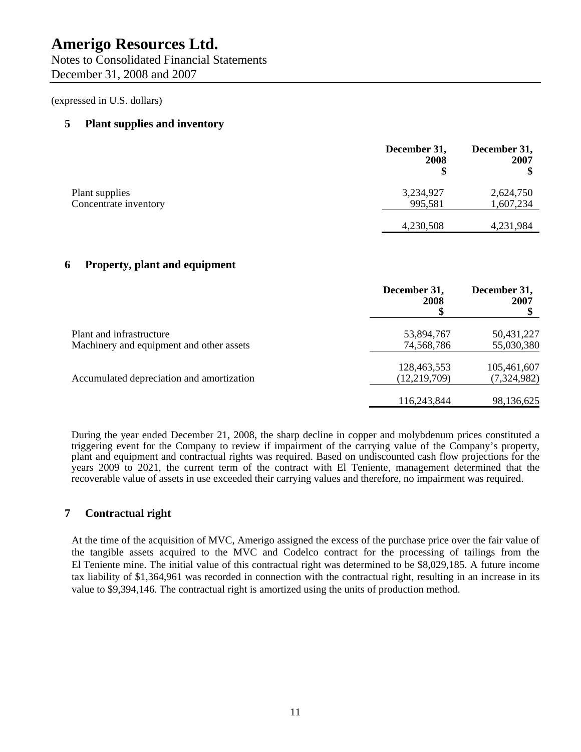(expressed in U.S. dollars)

## 5 Plant supplies and inventory

| | December 31, 2008 $ | December 31, 2007 $ |
|---|---|---|
| Plant supplies | 3,234,927 | 2,624,750 |
| Concentrate inventory | 995,581 | 1,607,234 |
| | 4,230,508 | 4,231,984 |

## 6 Property, plant and equipment

| | December 31, 2008 $ | December 31, 2007 $ |
|---|---|---|
| Plant and infrastructure | 53,894,767 | 50,431,227 |
| Machinery and equipment and other assets | 74,568,786 | 55,030,380 |
| | 128,463,553 | 105,461,607 |
| Accumulated depreciation and amortization | (12,219,709) | (7,324,982) |
| | 116,243,844 | 98,136,625 |

During the year ended December 21, 2008, the sharp decline in copper and molybdenum prices constituted a triggering event for the Company to review if impairment of the carrying value of the Company's property, plant and equipment and contractual rights was required. Based on undiscounted cash flow projections for the years 2009 to 2021, the current term of the contract with El Teniente, management determined that the recoverable value of assets in use exceeded their carrying values and therefore, no impairment was required.

## 7 Contractual right

At the time of the acquisition of MVC, Amerigo assigned the excess of the purchase price over the fair value of the tangible assets acquired to the MVC and Codelco contract for the processing of tailings from the El Teniente mine. The initial value of this contractual right was determined to be $8,029,185. A future income tax liability of $1,364,961 was recorded in connection with the contractual right, resulting in an increase in its value to $9,394,146. The contractual right is amortized using the units of production method.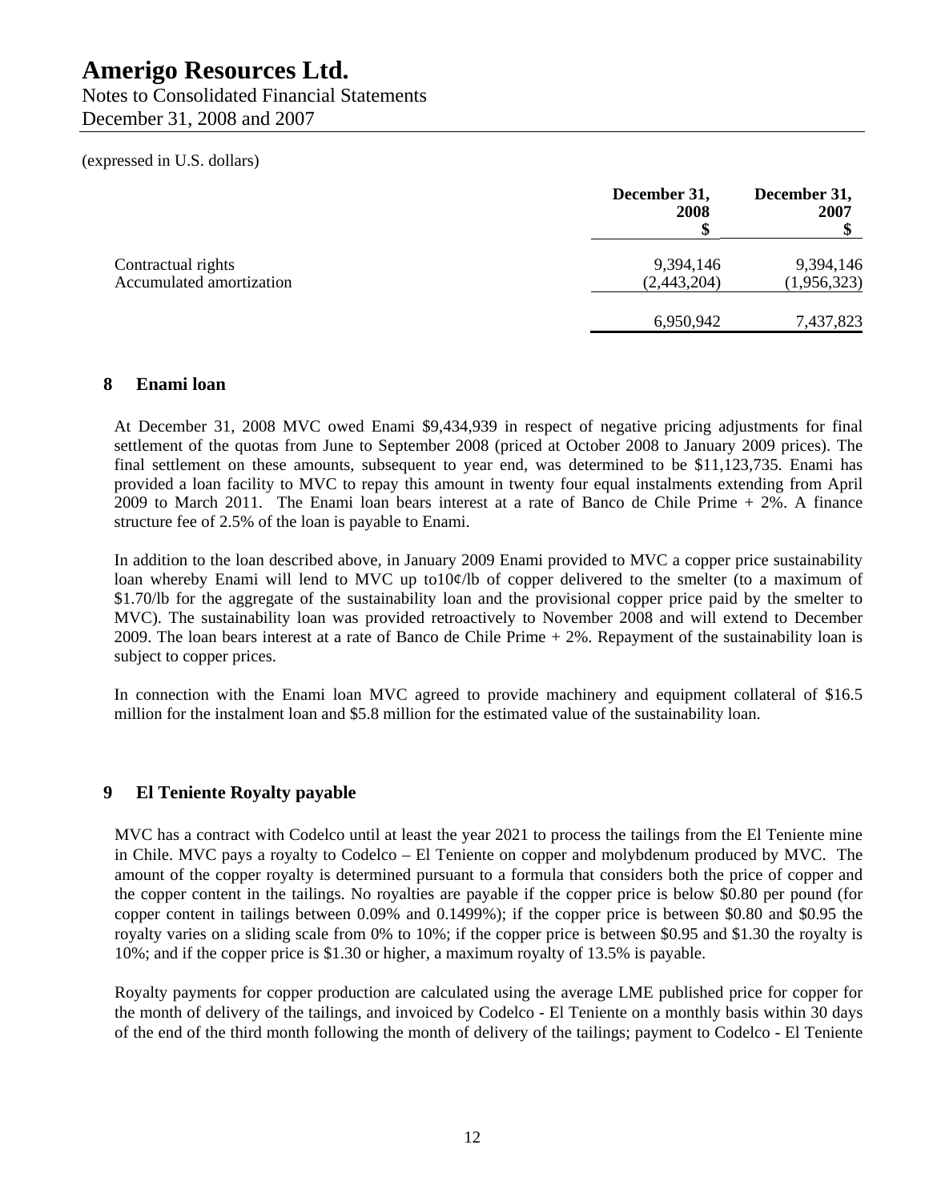(expressed in U.S. dollars)

| | December 31, 2008 $ | December 31, 2007 $ |
|---|---|---|
| Contractual rights | 9,394,146 | 9,394,146 |
| Accumulated amortization | (2,443,204) | (1,956,323) |
| | 6,950,942 | 7,437,823 |

## 8 Enami loan

At December 31, 2008 MVC owed Enami $9,434,939 in respect of negative pricing adjustments for final settlement of the quotas from June to September 2008 (priced at October 2008 to January 2009 prices). The final settlement on these amounts, subsequent to year end, was determined to be $11,123,735. Enami has provided a loan facility to MVC to repay this amount in twenty four equal instalments extending from April 2009 to March 2011. The Enami loan bears interest at a rate of Banco de Chile Prime + 2%. A finance structure fee of 2.5% of the loan is payable to Enami.

In addition to the loan described above, in January 2009 Enami provided to MVC a copper price sustainability loan whereby Enami will lend to MVC up to10¢/lb of copper delivered to the smelter (to a maximum of $1.70/lb for the aggregate of the sustainability loan and the provisional copper price paid by the smelter to MVC). The sustainability loan was provided retroactively to November 2008 and will extend to December 2009. The loan bears interest at a rate of Banco de Chile Prime + 2%. Repayment of the sustainability loan is subject to copper prices.

In connection with the Enami loan MVC agreed to provide machinery and equipment collateral of $16.5 million for the instalment loan and $5.8 million for the estimated value of the sustainability loan.

## 9 El Teniente Royalty payable

MVC has a contract with Codelco until at least the year 2021 to process the tailings from the El Teniente mine in Chile. MVC pays a royalty to Codelco – El Teniente on copper and molybdenum produced by MVC. The amount of the copper royalty is determined pursuant to a formula that considers both the price of copper and the copper content in the tailings. No royalties are payable if the copper price is below $0.80 per pound (for copper content in tailings between 0.09% and 0.1499%); if the copper price is between $0.80 and $0.95 the royalty varies on a sliding scale from 0% to 10%; if the copper price is between $0.95 and $1.30 the royalty is 10%; and if the copper price is $1.30 or higher, a maximum royalty of 13.5% is payable.

Royalty payments for copper production are calculated using the average LME published price for copper for the month of delivery of the tailings, and invoiced by Codelco - El Teniente on a monthly basis within 30 days of the end of the third month following the month of delivery of the tailings; payment to Codelco - El Teniente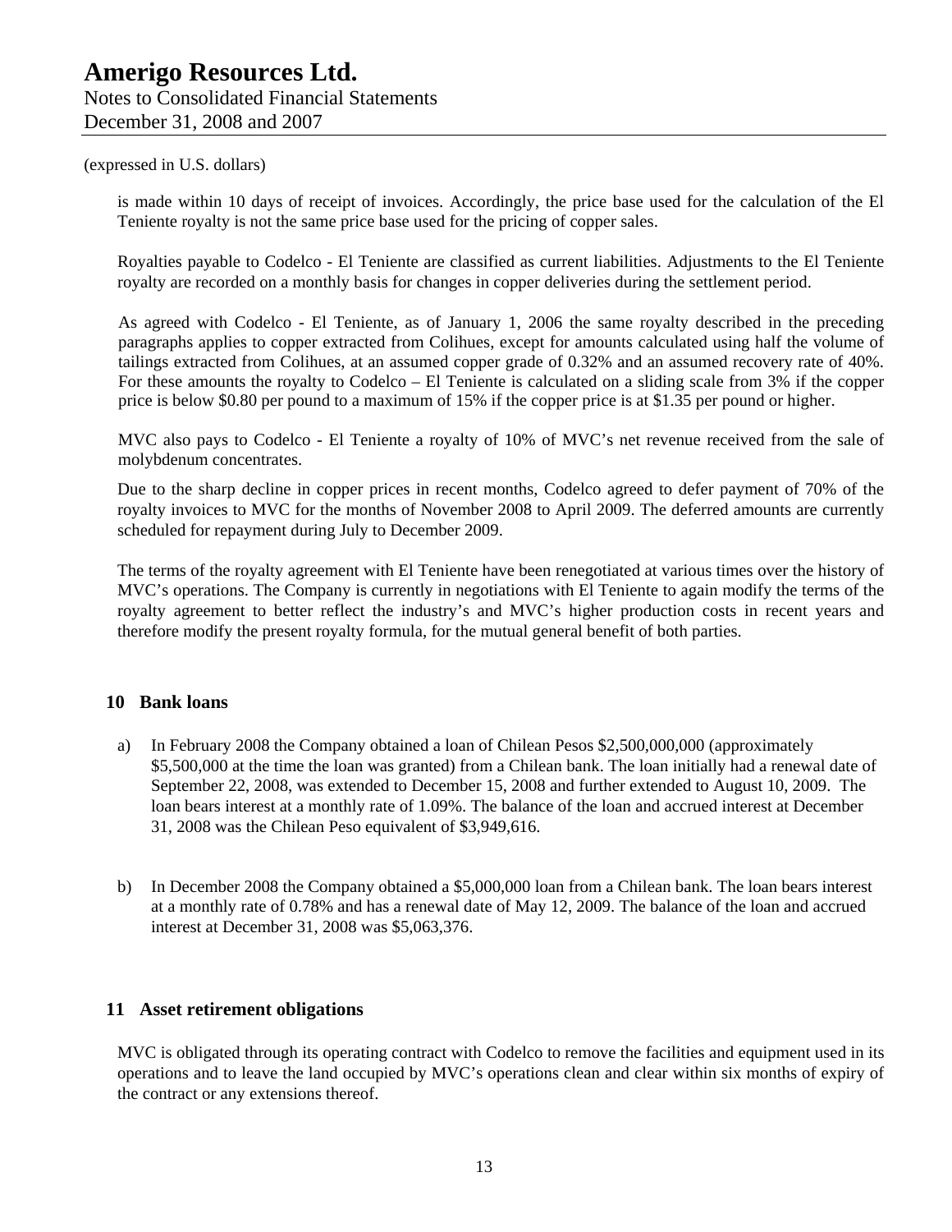(expressed in U.S. dollars)

is made within 10 days of receipt of invoices. Accordingly, the price base used for the calculation of the El Teniente royalty is not the same price base used for the pricing of copper sales.

Royalties payable to Codelco - El Teniente are classified as current liabilities. Adjustments to the El Teniente royalty are recorded on a monthly basis for changes in copper deliveries during the settlement period.

As agreed with Codelco - El Teniente, as of January 1, 2006 the same royalty described in the preceding paragraphs applies to copper extracted from Colihues, except for amounts calculated using half the volume of tailings extracted from Colihues, at an assumed copper grade of 0.32% and an assumed recovery rate of 40%. For these amounts the royalty to Codelco – El Teniente is calculated on a sliding scale from 3% if the copper price is below $0.80 per pound to a maximum of 15% if the copper price is at $1.35 per pound or higher.

MVC also pays to Codelco - El Teniente a royalty of 10% of MVC's net revenue received from the sale of molybdenum concentrates.

Due to the sharp decline in copper prices in recent months, Codelco agreed to defer payment of 70% of the royalty invoices to MVC for the months of November 2008 to April 2009. The deferred amounts are currently scheduled for repayment during July to December 2009.

The terms of the royalty agreement with El Teniente have been renegotiated at various times over the history of MVC's operations. The Company is currently in negotiations with El Teniente to again modify the terms of the royalty agreement to better reflect the industry's and MVC's higher production costs in recent years and therefore modify the present royalty formula, for the mutual general benefit of both parties.

## 10 Bank loans

a) In February 2008 the Company obtained a loan of Chilean Pesos $2,500,000,000 (approximately $5,500,000 at the time the loan was granted) from a Chilean bank. The loan initially had a renewal date of September 22, 2008, was extended to December 15, 2008 and further extended to August 10, 2009. The loan bears interest at a monthly rate of 1.09%. The balance of the loan and accrued interest at December 31, 2008 was the Chilean Peso equivalent of $3,949,616.

b) In December 2008 the Company obtained a $5,000,000 loan from a Chilean bank. The loan bears interest at a monthly rate of 0.78% and has a renewal date of May 12, 2009. The balance of the loan and accrued interest at December 31, 2008 was $5,063,376.

## 11 Asset retirement obligations

MVC is obligated through its operating contract with Codelco to remove the facilities and equipment used in its operations and to leave the land occupied by MVC's operations clean and clear within six months of expiry of the contract or any extensions thereof.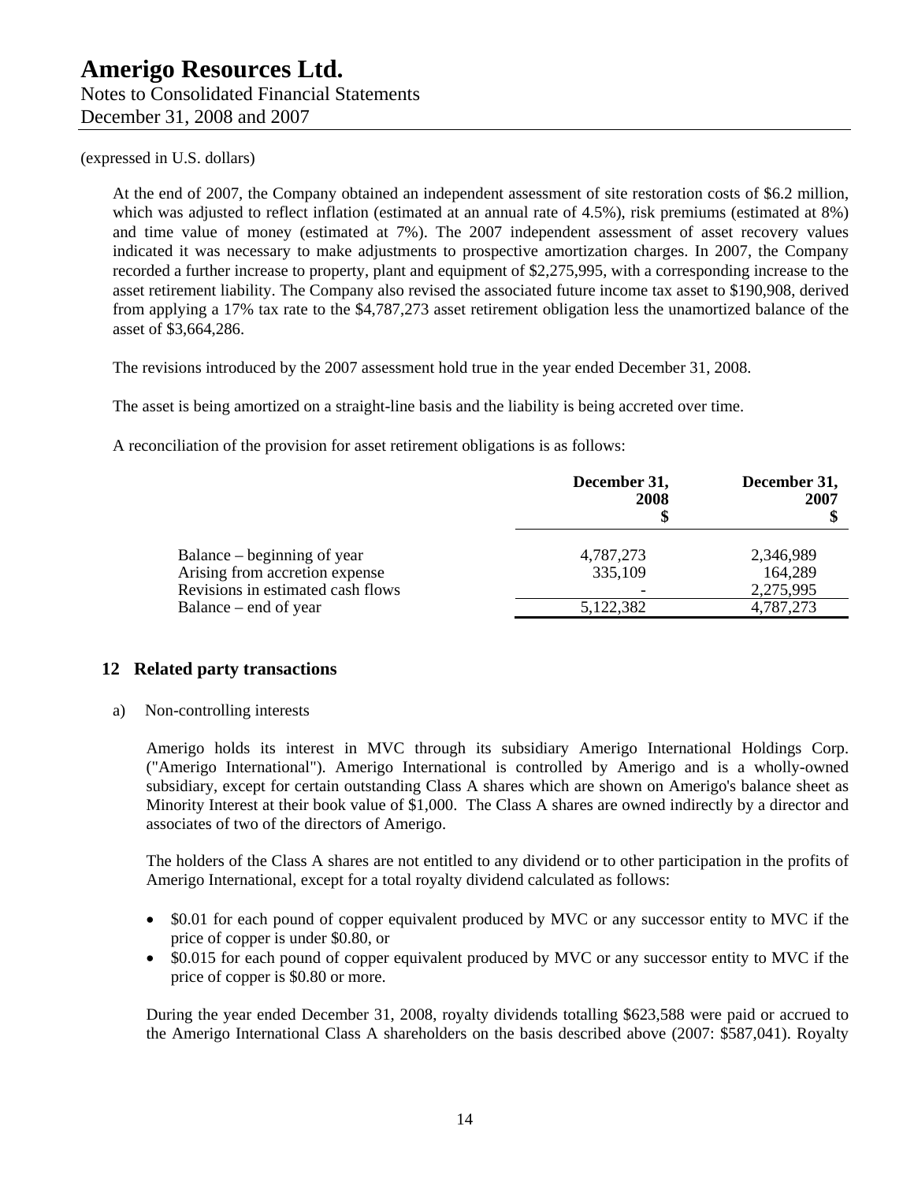(expressed in U.S. dollars)

At the end of 2007, the Company obtained an independent assessment of site restoration costs of \$6.2 million, which was adjusted to reflect inflation (estimated at an annual rate of 4.5%), risk premiums (estimated at 8%) and time value of money (estimated at 7%). The 2007 independent assessment of asset recovery values indicated it was necessary to make adjustments to prospective amortization charges. In 2007, the Company recorded a further increase to property, plant and equipment of \$2,275,995, with a corresponding increase to the asset retirement liability. The Company also revised the associated future income tax asset to \$190,908, derived from applying a 17% tax rate to the \$4,787,273 asset retirement obligation less the unamortized balance of the asset of \$3,664,286.

The revisions introduced by the 2007 assessment hold true in the year ended December 31, 2008.

The asset is being amortized on a straight-line basis and the liability is being accreted over time.

A reconciliation of the provision for asset retirement obligations is as follows:

| | December 31, 2008 \$ | December 31, 2007 \$ |
|---|---|---|
| Balance – beginning of year | 4,787,273 | 2,346,989 |
| Arising from accretion expense | 335,109 | 164,289 |
| Revisions in estimated cash flows | - | 2,275,995 |
| Balance – end of year | 5,122,382 | 4,787,273 |

## 12 Related party transactions

a) Non-controlling interests

Amerigo holds its interest in MVC through its subsidiary Amerigo International Holdings Corp. ("Amerigo International"). Amerigo International is controlled by Amerigo and is a wholly-owned subsidiary, except for certain outstanding Class A shares which are shown on Amerigo's balance sheet as Minority Interest at their book value of \$1,000. The Class A shares are owned indirectly by a director and associates of two of the directors of Amerigo.

The holders of the Class A shares are not entitled to any dividend or to other participation in the profits of Amerigo International, except for a total royalty dividend calculated as follows:

- \$0.01 for each pound of copper equivalent produced by MVC or any successor entity to MVC if the price of copper is under \$0.80, or
- \$0.015 for each pound of copper equivalent produced by MVC or any successor entity to MVC if the price of copper is \$0.80 or more.

During the year ended December 31, 2008, royalty dividends totalling \$623,588 were paid or accrued to the Amerigo International Class A shareholders on the basis described above (2007: \$587,041). Royalty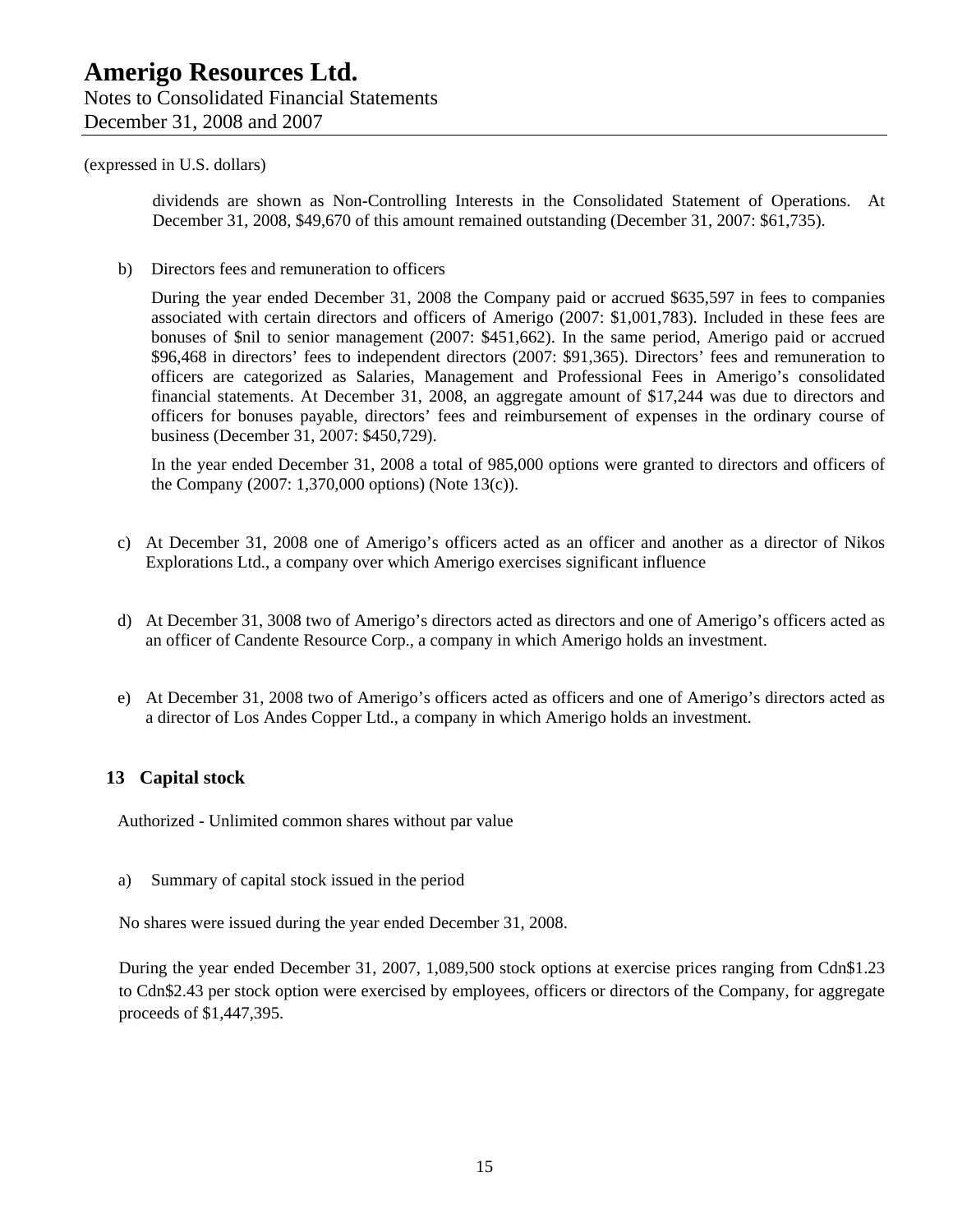(expressed in U.S. dollars)

dividends are shown as Non-Controlling Interests in the Consolidated Statement of Operations. At December 31, 2008, $49,670 of this amount remained outstanding (December 31, 2007: $61,735).

b) Directors fees and remuneration to officers

During the year ended December 31, 2008 the Company paid or accrued $635,597 in fees to companies associated with certain directors and officers of Amerigo (2007: $1,001,783). Included in these fees are bonuses of $nil to senior management (2007: $451,662). In the same period, Amerigo paid or accrued $96,468 in directors' fees to independent directors (2007: $91,365). Directors' fees and remuneration to officers are categorized as Salaries, Management and Professional Fees in Amerigo's consolidated financial statements. At December 31, 2008, an aggregate amount of $17,244 was due to directors and officers for bonuses payable, directors' fees and reimbursement of expenses in the ordinary course of business (December 31, 2007: $450,729).

In the year ended December 31, 2008 a total of 985,000 options were granted to directors and officers of the Company (2007: 1,370,000 options) (Note 13(c)).

c) At December 31, 2008 one of Amerigo's officers acted as an officer and another as a director of Nikos Explorations Ltd., a company over which Amerigo exercises significant influence

d) At December 31, 3008 two of Amerigo's directors acted as directors and one of Amerigo's officers acted as an officer of Candente Resource Corp., a company in which Amerigo holds an investment.

e) At December 31, 2008 two of Amerigo's officers acted as officers and one of Amerigo's directors acted as a director of Los Andes Copper Ltd., a company in which Amerigo holds an investment.

## 13 Capital stock

Authorized - Unlimited common shares without par value

a) Summary of capital stock issued in the period

No shares were issued during the year ended December 31, 2008.

During the year ended December 31, 2007, 1,089,500 stock options at exercise prices ranging from Cdn$1.23 to Cdn$2.43 per stock option were exercised by employees, officers or directors of the Company, for aggregate proceeds of $1,447,395.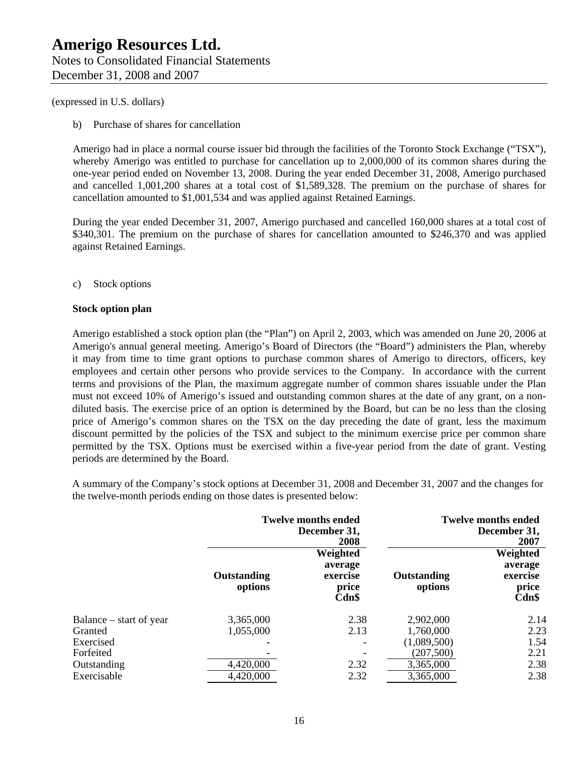(expressed in U.S. dollars)

b) Purchase of shares for cancellation

Amerigo had in place a normal course issuer bid through the facilities of the Toronto Stock Exchange ("TSX"), whereby Amerigo was entitled to purchase for cancellation up to 2,000,000 of its common shares during the one-year period ended on November 13, 2008. During the year ended December 31, 2008, Amerigo purchased and cancelled 1,001,200 shares at a total cost of $1,589,328. The premium on the purchase of shares for cancellation amounted to $1,001,534 and was applied against Retained Earnings.

During the year ended December 31, 2007, Amerigo purchased and cancelled 160,000 shares at a total cost of $340,301. The premium on the purchase of shares for cancellation amounted to $246,370 and was applied against Retained Earnings.

c) Stock options

**Stock option plan**

Amerigo established a stock option plan (the "Plan") on April 2, 2003, which was amended on June 20, 2006 at Amerigo's annual general meeting. Amerigo's Board of Directors (the "Board") administers the Plan, whereby it may from time to time grant options to purchase common shares of Amerigo to directors, officers, key employees and certain other persons who provide services to the Company. In accordance with the current terms and provisions of the Plan, the maximum aggregate number of common shares issuable under the Plan must not exceed 10% of Amerigo's issued and outstanding common shares at the date of any grant, on a non-diluted basis. The exercise price of an option is determined by the Board, but can be no less than the closing price of Amerigo's common shares on the TSX on the day preceding the date of grant, less the maximum discount permitted by the policies of the TSX and subject to the minimum exercise price per common share permitted by the TSX. Options must be exercised within a five-year period from the date of grant. Vesting periods are determined by the Board.

A summary of the Company's stock options at December 31, 2008 and December 31, 2007 and the changes for the twelve-month periods ending on those dates is presented below:

| | **Twelve months ended December 31, 2008** | | **Twelve months ended December 31, 2007** | |
|---|---|---|---|---|
| | **Outstanding options** | **Weighted average exercise price Cdn$** | **Outstanding options** | **Weighted average exercise price Cdn$** |
| Balance – start of year | 3,365,000 | 2.38 | 2,902,000 | 2.14 |
| Granted | 1,055,000 | 2.13 | 1,760,000 | 2.23 |
| Exercised | - | - | (1,089,500) | 1.54 |
| Forfeited | - | - | (207,500) | 2.21 |
| Outstanding | 4,420,000 | 2.32 | 3,365,000 | 2.38 |
| Exercisable | 4,420,000 | 2.32 | 3,365,000 | 2.38 |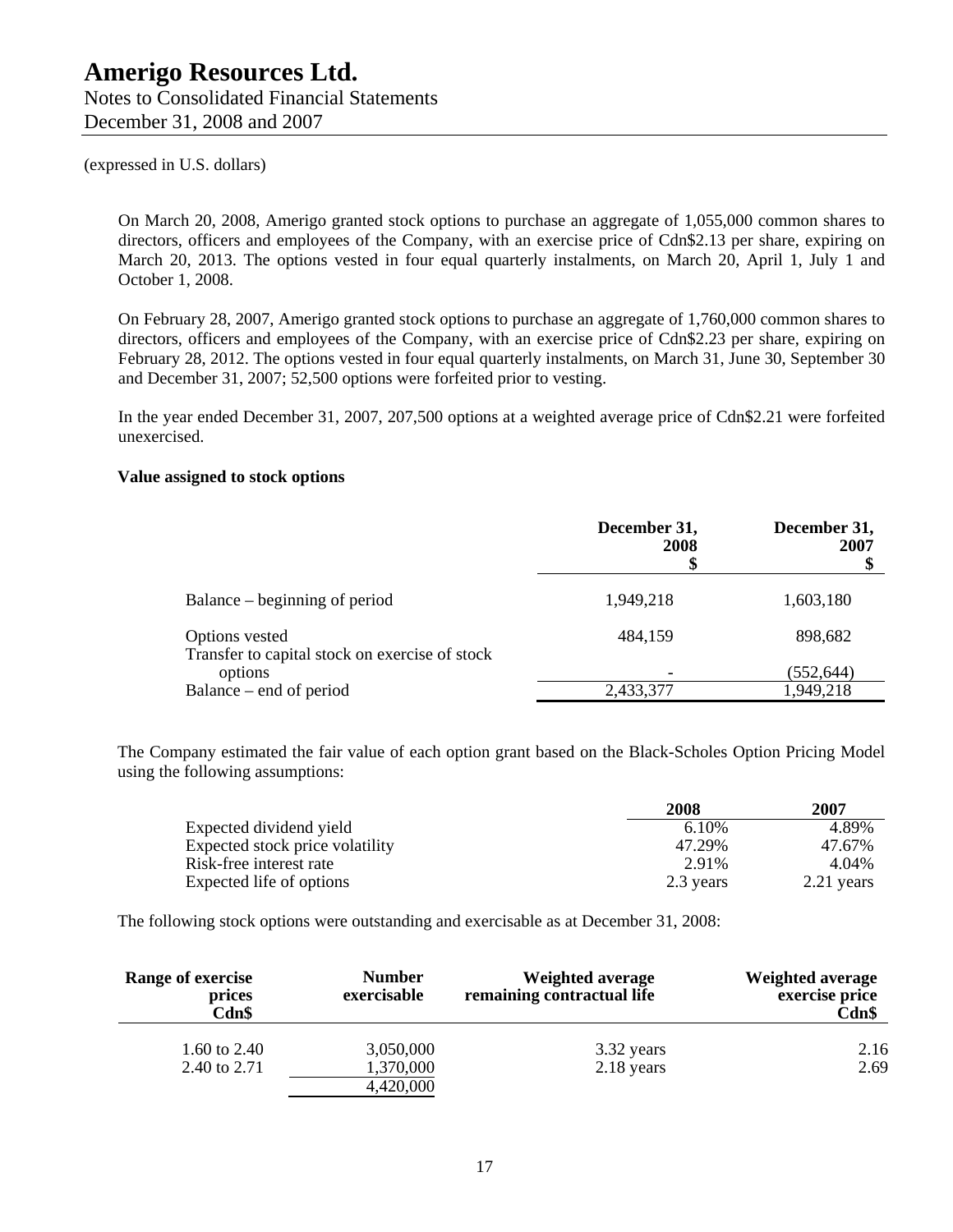(expressed in U.S. dollars)

On March 20, 2008, Amerigo granted stock options to purchase an aggregate of 1,055,000 common shares to directors, officers and employees of the Company, with an exercise price of Cdn$2.13 per share, expiring on March 20, 2013. The options vested in four equal quarterly instalments, on March 20, April 1, July 1 and October 1, 2008.

On February 28, 2007, Amerigo granted stock options to purchase an aggregate of 1,760,000 common shares to directors, officers and employees of the Company, with an exercise price of Cdn$2.23 per share, expiring on February 28, 2012. The options vested in four equal quarterly instalments, on March 31, June 30, September 30 and December 31, 2007; 52,500 options were forfeited prior to vesting.

In the year ended December 31, 2007, 207,500 options at a weighted average price of Cdn$2.21 were forfeited unexercised.

**Value assigned to stock options**

| | December 31, 2008 $ | December 31, 2007 $ |
|---|---|---|
| Balance – beginning of period | 1,949,218 | 1,603,180 |
| Options vested | 484,159 | 898,682 |
| Transfer to capital stock on exercise of stock options | - | (552,644) |
| Balance – end of period | 2,433,377 | 1,949,218 |

The Company estimated the fair value of each option grant based on the Black-Scholes Option Pricing Model using the following assumptions:

| | 2008 | 2007 |
|---|---|---|
| Expected dividend yield | 6.10% | 4.89% |
| Expected stock price volatility | 47.29% | 47.67% |
| Risk-free interest rate | 2.91% | 4.04% |
| Expected life of options | 2.3 years | 2.21 years |

The following stock options were outstanding and exercisable as at December 31, 2008:

| Range of exercise prices Cdn$ | Number exercisable | Weighted average remaining contractual life | Weighted average exercise price Cdn$ |
|---|---|---|---|
| 1.60 to 2.40 | 3,050,000 | 3.32 years | 2.16 |
| 2.40 to 2.71 | 1,370,000 | 2.18 years | 2.69 |
| | 4,420,000 | | |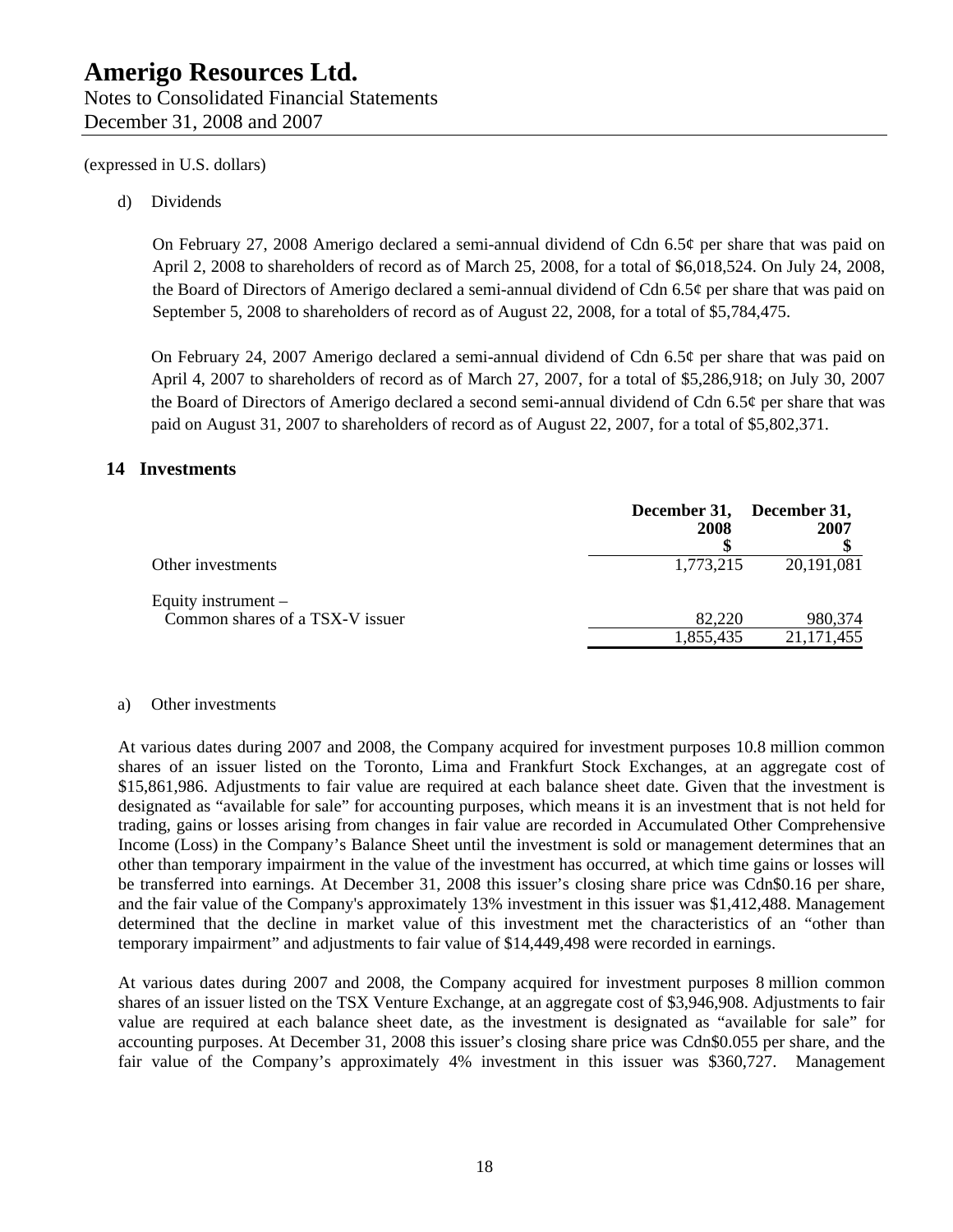(expressed in U.S. dollars)

d) Dividends

On February 27, 2008 Amerigo declared a semi-annual dividend of Cdn 6.5¢ per share that was paid on April 2, 2008 to shareholders of record as of March 25, 2008, for a total of $6,018,524. On July 24, 2008, the Board of Directors of Amerigo declared a semi-annual dividend of Cdn 6.5¢ per share that was paid on September 5, 2008 to shareholders of record as of August 22, 2008, for a total of $5,784,475.

On February 24, 2007 Amerigo declared a semi-annual dividend of Cdn 6.5¢ per share that was paid on April 4, 2007 to shareholders of record as of March 27, 2007, for a total of $5,286,918; on July 30, 2007 the Board of Directors of Amerigo declared a second semi-annual dividend of Cdn 6.5¢ per share that was paid on August 31, 2007 to shareholders of record as of August 22, 2007, for a total of $5,802,371.

## 14 Investments

| | December 31, 2008 $ | December 31, 2007 $ |
|---|---|---|
| Other investments | 1,773,215 | 20,191,081 |
| Equity instrument – Common shares of a TSX-V issuer | 82,220 | 980,374 |
| | 1,855,435 | 21,171,455 |

a) Other investments

At various dates during 2007 and 2008, the Company acquired for investment purposes 10.8 million common shares of an issuer listed on the Toronto, Lima and Frankfurt Stock Exchanges, at an aggregate cost of $15,861,986. Adjustments to fair value are required at each balance sheet date. Given that the investment is designated as "available for sale" for accounting purposes, which means it is an investment that is not held for trading, gains or losses arising from changes in fair value are recorded in Accumulated Other Comprehensive Income (Loss) in the Company's Balance Sheet until the investment is sold or management determines that an other than temporary impairment in the value of the investment has occurred, at which time gains or losses will be transferred into earnings. At December 31, 2008 this issuer's closing share price was Cdn$0.16 per share, and the fair value of the Company's approximately 13% investment in this issuer was $1,412,488. Management determined that the decline in market value of this investment met the characteristics of an "other than temporary impairment" and adjustments to fair value of $14,449,498 were recorded in earnings.

At various dates during 2007 and 2008, the Company acquired for investment purposes 8 million common shares of an issuer listed on the TSX Venture Exchange, at an aggregate cost of $3,946,908. Adjustments to fair value are required at each balance sheet date, as the investment is designated as "available for sale" for accounting purposes. At December 31, 2008 this issuer's closing share price was Cdn$0.055 per share, and the fair value of the Company's approximately 4% investment in this issuer was $360,727. Management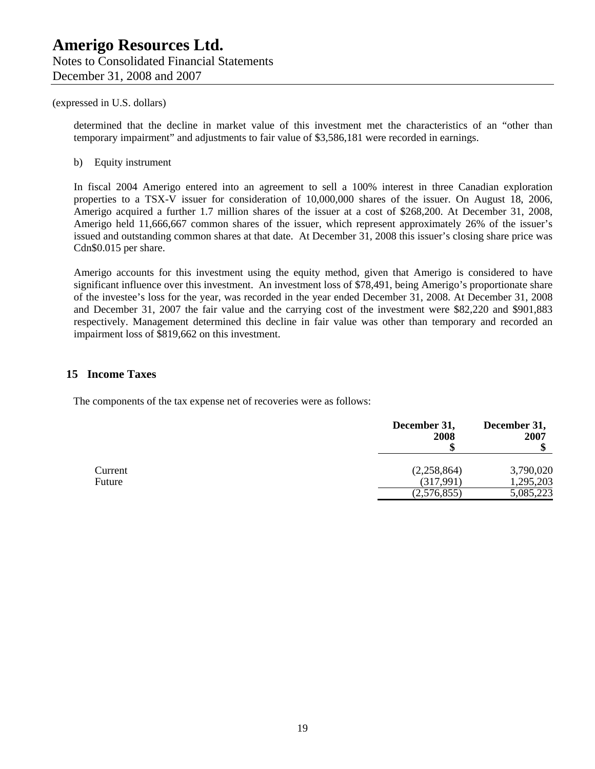(expressed in U.S. dollars)

determined that the decline in market value of this investment met the characteristics of an "other than temporary impairment" and adjustments to fair value of $3,586,181 were recorded in earnings.

b) Equity instrument

In fiscal 2004 Amerigo entered into an agreement to sell a 100% interest in three Canadian exploration properties to a TSX-V issuer for consideration of 10,000,000 shares of the issuer. On August 18, 2006, Amerigo acquired a further 1.7 million shares of the issuer at a cost of $268,200. At December 31, 2008, Amerigo held 11,666,667 common shares of the issuer, which represent approximately 26% of the issuer's issued and outstanding common shares at that date. At December 31, 2008 this issuer's closing share price was Cdn$0.015 per share.

Amerigo accounts for this investment using the equity method, given that Amerigo is considered to have significant influence over this investment. An investment loss of $78,491, being Amerigo's proportionate share of the investee's loss for the year, was recorded in the year ended December 31, 2008. At December 31, 2008 and December 31, 2007 the fair value and the carrying cost of the investment were $82,220 and $901,883 respectively. Management determined this decline in fair value was other than temporary and recorded an impairment loss of $819,662 on this investment.

## 15 Income Taxes

The components of the tax expense net of recoveries were as follows:

| | December 31, 2008 $ | December 31, 2007 $ |
|---|---|---|
| Current | (2,258,864) | 3,790,020 |
| Future | (317,991) | 1,295,203 |
| | (2,576,855) | 5,085,223 |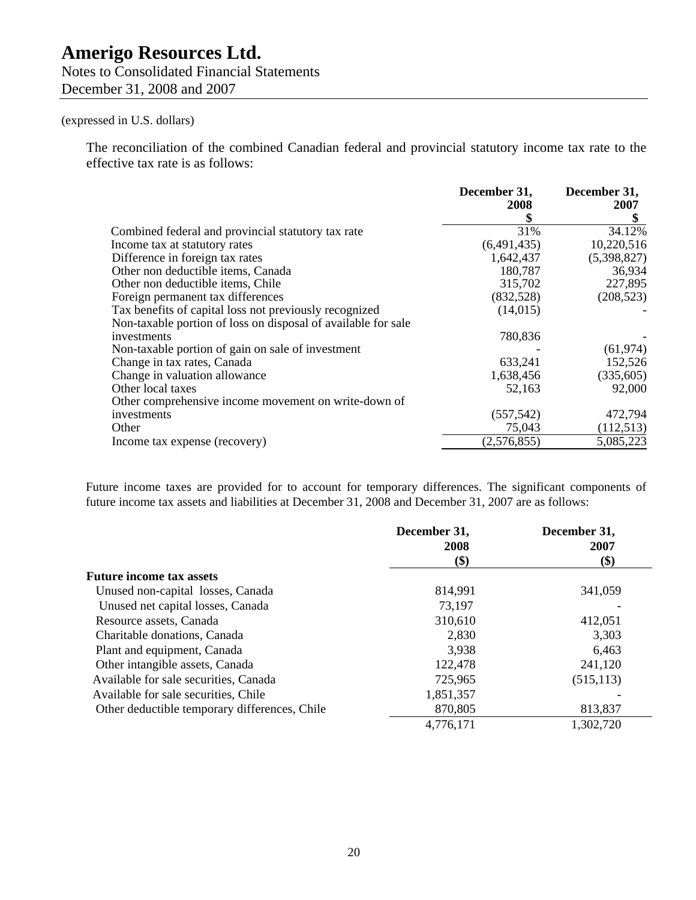(expressed in U.S. dollars)

The reconciliation of the combined Canadian federal and provincial statutory income tax rate to the effective tax rate is as follows:

| | December 31, 2008 $ | December 31, 2007 $ |
|---|---|---|
| Combined federal and provincial statutory tax rate | 31% | 34.12% |
| Income tax at statutory rates | (6,491,435) | 10,220,516 |
| Difference in foreign tax rates | 1,642,437 | (5,398,827) |
| Other non deductible items, Canada | 180,787 | 36,934 |
| Other non deductible items, Chile | 315,702 | 227,895 |
| Foreign permanent tax differences | (832,528) | (208,523) |
| Tax benefits of capital loss not previously recognized | (14,015) | - |
| Non-taxable portion of loss on disposal of available for sale investments | 780,836 | - |
| Non-taxable portion of gain on sale of investment | - | (61,974) |
| Change in tax rates, Canada | 633,241 | 152,526 |
| Change in valuation allowance | 1,638,456 | (335,605) |
| Other local taxes | 52,163 | 92,000 |
| Other comprehensive income movement on write-down of investments | (557,542) | 472,794 |
| Other | 75,043 | (112,513) |
| Income tax expense (recovery) | (2,576,855) | 5,085,223 |

Future income taxes are provided for to account for temporary differences. The significant components of future income tax assets and liabilities at December 31, 2008 and December 31, 2007 are as follows:

| | December 31, 2008 ($) | December 31, 2007 ($) |
|---|---|---|
| **Future income tax assets** | | |
| Unused non-capital losses, Canada | 814,991 | 341,059 |
| Unused net capital losses, Canada | 73,197 | - |
| Resource assets, Canada | 310,610 | 412,051 |
| Charitable donations, Canada | 2,830 | 3,303 |
| Plant and equipment, Canada | 3,938 | 6,463 |
| Other intangible assets, Canada | 122,478 | 241,120 |
| Available for sale securities, Canada | 725,965 | (515,113) |
| Available for sale securities, Chile | 1,851,357 | - |
| Other deductible temporary differences, Chile | 870,805 | 813,837 |
| | 4,776,171 | 1,302,720 |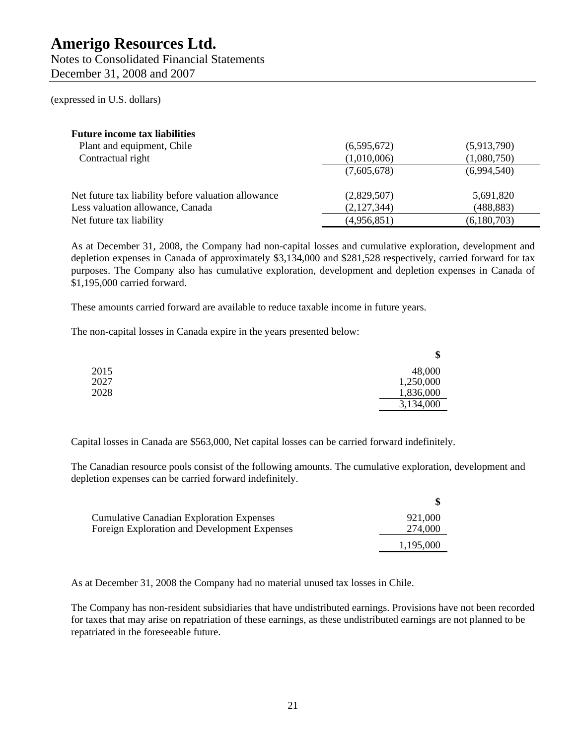(expressed in U.S. dollars)

| | | |
|---|---|---|
| **Future income tax liabilities** | | |
| Plant and equipment, Chile | (6,595,672) | (5,913,790) |
| Contractual right | (1,010,006) | (1,080,750) |
| | (7,605,678) | (6,994,540) |
| | | |
| Net future tax liability before valuation allowance | (2,829,507) | 5,691,820 |
| Less valuation allowance, Canada | (2,127,344) | (488,883) |
| Net future tax liability | (4,956,851) | (6,180,703) |

As at December 31, 2008, the Company had non-capital losses and cumulative exploration, development and depletion expenses in Canada of approximately $3,134,000 and $281,528 respectively, carried forward for tax purposes. The Company also has cumulative exploration, development and depletion expenses in Canada of $1,195,000 carried forward.

These amounts carried forward are available to reduce taxable income in future years.

The non-capital losses in Canada expire in the years presented below:

| | $ |
|---|---|
| 2015 | 48,000 |
| 2027 | 1,250,000 |
| 2028 | 1,836,000 |
| | 3,134,000 |

Capital losses in Canada are $563,000, Net capital losses can be carried forward indefinitely.

The Canadian resource pools consist of the following amounts. The cumulative exploration, development and depletion expenses can be carried forward indefinitely.

| | $ |
|---|---|
| Cumulative Canadian Exploration Expenses | 921,000 |
| Foreign Exploration and Development Expenses | 274,000 |
| | 1,195,000 |

As at December 31, 2008 the Company had no material unused tax losses in Chile.

The Company has non-resident subsidiaries that have undistributed earnings. Provisions have not been recorded for taxes that may arise on repatriation of these earnings, as these undistributed earnings are not planned to be repatriated in the foreseeable future.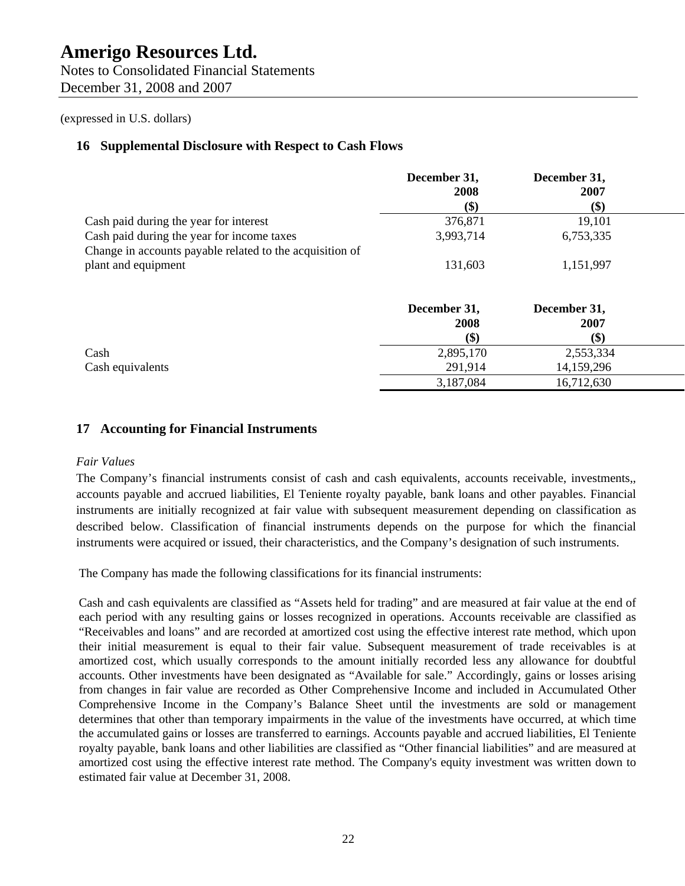# Amerigo Resources Ltd.

Notes to Consolidated Financial Statements
December 31, 2008 and 2007

(expressed in U.S. dollars)

## 16 Supplemental Disclosure with Respect to Cash Flows

| | December 31, 2008 ($) | December 31, 2007 ($) |
|---|---|---|
| Cash paid during the year for interest | 376,871 | 19,101 |
| Cash paid during the year for income taxes | 3,993,714 | 6,753,335 |
| Change in accounts payable related to the acquisition of plant and equipment | 131,603 | 1,151,997 |

| | December 31, 2008 ($) | December 31, 2007 ($) |
|---|---|---|
| Cash | 2,895,170 | 2,553,334 |
| Cash equivalents | 291,914 | 14,159,296 |
| | 3,187,084 | 16,712,630 |

## 17 Accounting for Financial Instruments

*Fair Values*

The Company's financial instruments consist of cash and cash equivalents, accounts receivable, investments,, accounts payable and accrued liabilities, El Teniente royalty payable, bank loans and other payables. Financial instruments are initially recognized at fair value with subsequent measurement depending on classification as described below. Classification of financial instruments depends on the purpose for which the financial instruments were acquired or issued, their characteristics, and the Company's designation of such instruments.

The Company has made the following classifications for its financial instruments:

Cash and cash equivalents are classified as "Assets held for trading" and are measured at fair value at the end of each period with any resulting gains or losses recognized in operations. Accounts receivable are classified as "Receivables and loans" and are recorded at amortized cost using the effective interest rate method, which upon their initial measurement is equal to their fair value. Subsequent measurement of trade receivables is at amortized cost, which usually corresponds to the amount initially recorded less any allowance for doubtful accounts. Other investments have been designated as "Available for sale." Accordingly, gains or losses arising from changes in fair value are recorded as Other Comprehensive Income and included in Accumulated Other Comprehensive Income in the Company's Balance Sheet until the investments are sold or management determines that other than temporary impairments in the value of the investments have occurred, at which time the accumulated gains or losses are transferred to earnings. Accounts payable and accrued liabilities, El Teniente royalty payable, bank loans and other liabilities are classified as "Other financial liabilities" and are measured at amortized cost using the effective interest rate method. The Company's equity investment was written down to estimated fair value at December 31, 2008.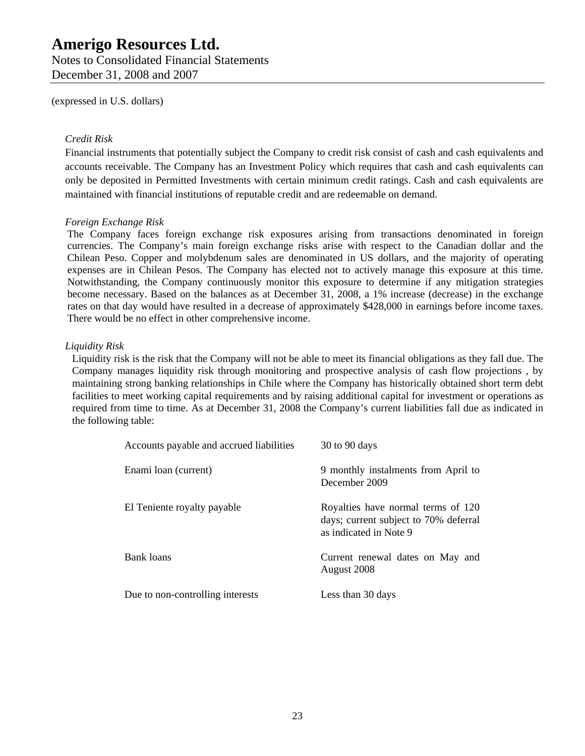(expressed in U.S. dollars)

*Credit Risk*

Financial instruments that potentially subject the Company to credit risk consist of cash and cash equivalents and accounts receivable. The Company has an Investment Policy which requires that cash and cash equivalents can only be deposited in Permitted Investments with certain minimum credit ratings. Cash and cash equivalents are maintained with financial institutions of reputable credit and are redeemable on demand.

*Foreign Exchange Risk*

The Company faces foreign exchange risk exposures arising from transactions denominated in foreign currencies. The Company's main foreign exchange risks arise with respect to the Canadian dollar and the Chilean Peso. Copper and molybdenum sales are denominated in US dollars, and the majority of operating expenses are in Chilean Pesos. The Company has elected not to actively manage this exposure at this time. Notwithstanding, the Company continuously monitor this exposure to determine if any mitigation strategies become necessary. Based on the balances as at December 31, 2008, a 1% increase (decrease) in the exchange rates on that day would have resulted in a decrease of approximately $428,000 in earnings before income taxes. There would be no effect in other comprehensive income.

*Liquidity Risk*

Liquidity risk is the risk that the Company will not be able to meet its financial obligations as they fall due. The Company manages liquidity risk through monitoring and prospective analysis of cash flow projections , by maintaining strong banking relationships in Chile where the Company has historically obtained short term debt facilities to meet working capital requirements and by raising additional capital for investment or operations as required from time to time. As at December 31, 2008 the Company's current liabilities fall due as indicated in the following table:

| | |
|---|---|
| Accounts payable and accrued liabilities | 30 to 90 days |
| Enami loan (current) | 9 monthly instalments from April to December 2009 |
| El Teniente royalty payable | Royalties have normal terms of 120 days; current subject to 70% deferral as indicated in Note 9 |
| Bank loans | Current renewal dates on May and August 2008 |
| Due to non-controlling interests | Less than 30 days |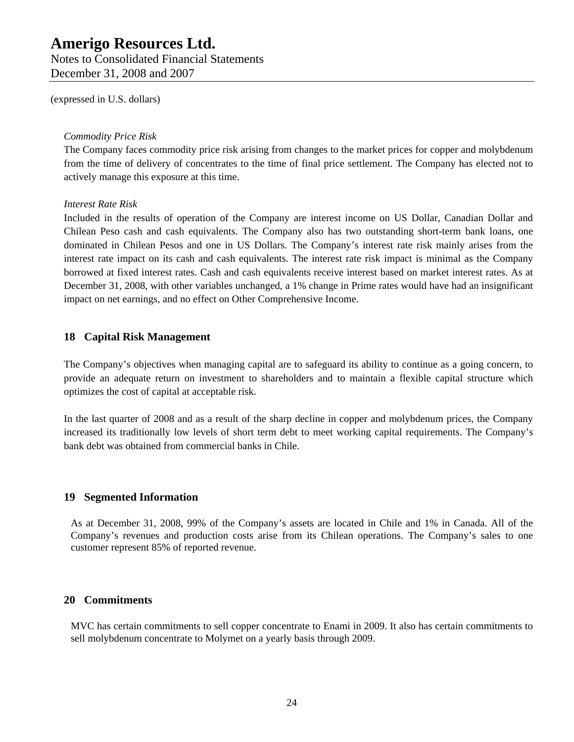(expressed in U.S. dollars)

*Commodity Price Risk*

The Company faces commodity price risk arising from changes to the market prices for copper and molybdenum from the time of delivery of concentrates to the time of final price settlement. The Company has elected not to actively manage this exposure at this time.

*Interest Rate Risk*

Included in the results of operation of the Company are interest income on US Dollar, Canadian Dollar and Chilean Peso cash and cash equivalents. The Company also has two outstanding short-term bank loans, one dominated in Chilean Pesos and one in US Dollars. The Company's interest rate risk mainly arises from the interest rate impact on its cash and cash equivalents. The interest rate risk impact is minimal as the Company borrowed at fixed interest rates. Cash and cash equivalents receive interest based on market interest rates. As at December 31, 2008, with other variables unchanged, a 1% change in Prime rates would have had an insignificant impact on net earnings, and no effect on Other Comprehensive Income.

## 18 Capital Risk Management

The Company's objectives when managing capital are to safeguard its ability to continue as a going concern, to provide an adequate return on investment to shareholders and to maintain a flexible capital structure which optimizes the cost of capital at acceptable risk.

In the last quarter of 2008 and as a result of the sharp decline in copper and molybdenum prices, the Company increased its traditionally low levels of short term debt to meet working capital requirements. The Company's bank debt was obtained from commercial banks in Chile.

## 19 Segmented Information

As at December 31, 2008, 99% of the Company's assets are located in Chile and 1% in Canada. All of the Company's revenues and production costs arise from its Chilean operations. The Company's sales to one customer represent 85% of reported revenue.

## 20 Commitments

MVC has certain commitments to sell copper concentrate to Enami in 2009. It also has certain commitments to sell molybdenum concentrate to Molymet on a yearly basis through 2009.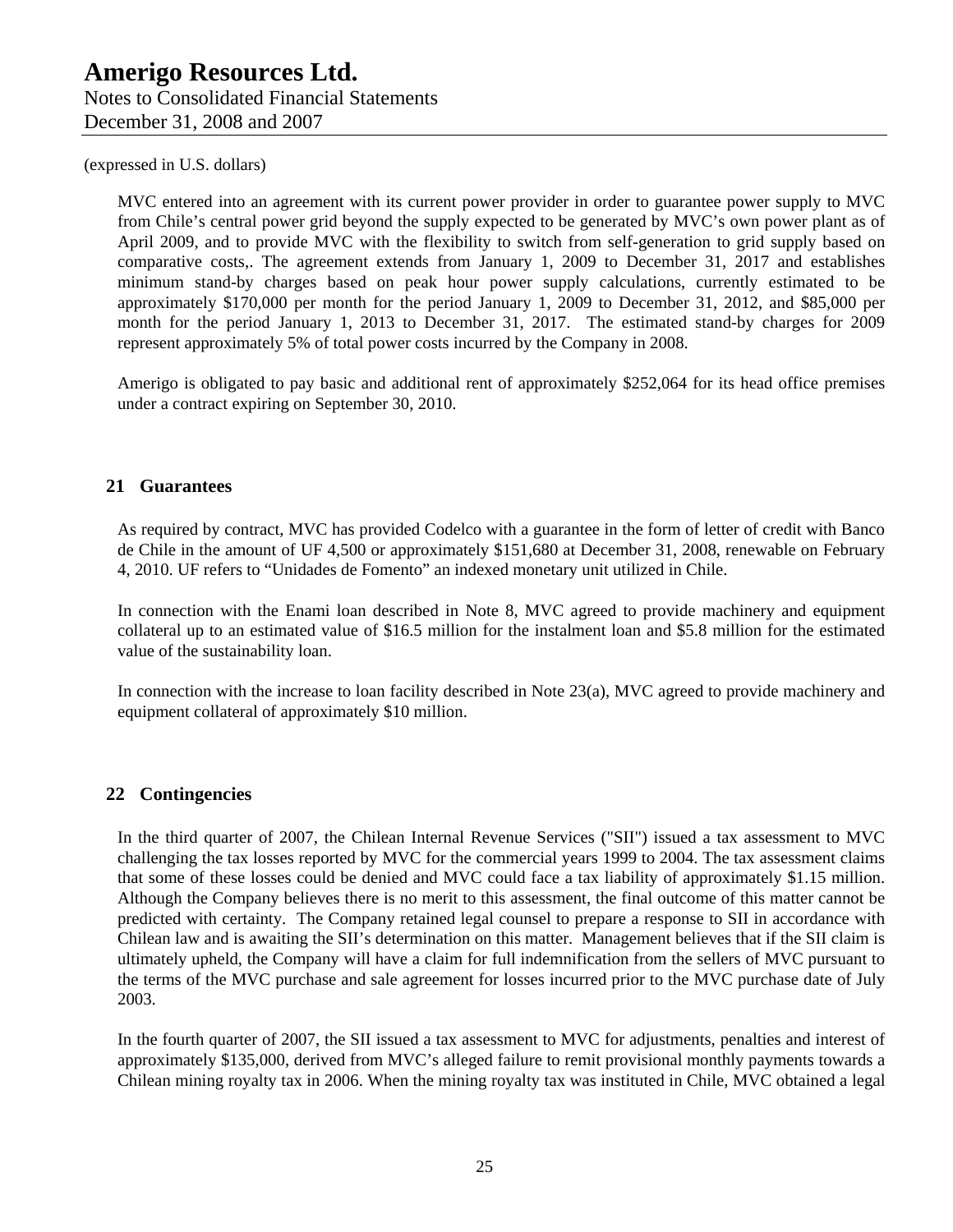(expressed in U.S. dollars)

MVC entered into an agreement with its current power provider in order to guarantee power supply to MVC from Chile's central power grid beyond the supply expected to be generated by MVC's own power plant as of April 2009, and to provide MVC with the flexibility to switch from self-generation to grid supply based on comparative costs,. The agreement extends from January 1, 2009 to December 31, 2017 and establishes minimum stand-by charges based on peak hour power supply calculations, currently estimated to be approximately $170,000 per month for the period January 1, 2009 to December 31, 2012, and $85,000 per month for the period January 1, 2013 to December 31, 2017. The estimated stand-by charges for 2009 represent approximately 5% of total power costs incurred by the Company in 2008.

Amerigo is obligated to pay basic and additional rent of approximately $252,064 for its head office premises under a contract expiring on September 30, 2010.

## 21 Guarantees

As required by contract, MVC has provided Codelco with a guarantee in the form of letter of credit with Banco de Chile in the amount of UF 4,500 or approximately $151,680 at December 31, 2008, renewable on February 4, 2010. UF refers to "Unidades de Fomento" an indexed monetary unit utilized in Chile.

In connection with the Enami loan described in Note 8, MVC agreed to provide machinery and equipment collateral up to an estimated value of $16.5 million for the instalment loan and $5.8 million for the estimated value of the sustainability loan.

In connection with the increase to loan facility described in Note 23(a), MVC agreed to provide machinery and equipment collateral of approximately $10 million.

## 22 Contingencies

In the third quarter of 2007, the Chilean Internal Revenue Services ("SII") issued a tax assessment to MVC challenging the tax losses reported by MVC for the commercial years 1999 to 2004. The tax assessment claims that some of these losses could be denied and MVC could face a tax liability of approximately $1.15 million. Although the Company believes there is no merit to this assessment, the final outcome of this matter cannot be predicted with certainty. The Company retained legal counsel to prepare a response to SII in accordance with Chilean law and is awaiting the SII's determination on this matter. Management believes that if the SII claim is ultimately upheld, the Company will have a claim for full indemnification from the sellers of MVC pursuant to the terms of the MVC purchase and sale agreement for losses incurred prior to the MVC purchase date of July 2003.

In the fourth quarter of 2007, the SII issued a tax assessment to MVC for adjustments, penalties and interest of approximately $135,000, derived from MVC's alleged failure to remit provisional monthly payments towards a Chilean mining royalty tax in 2006. When the mining royalty tax was instituted in Chile, MVC obtained a legal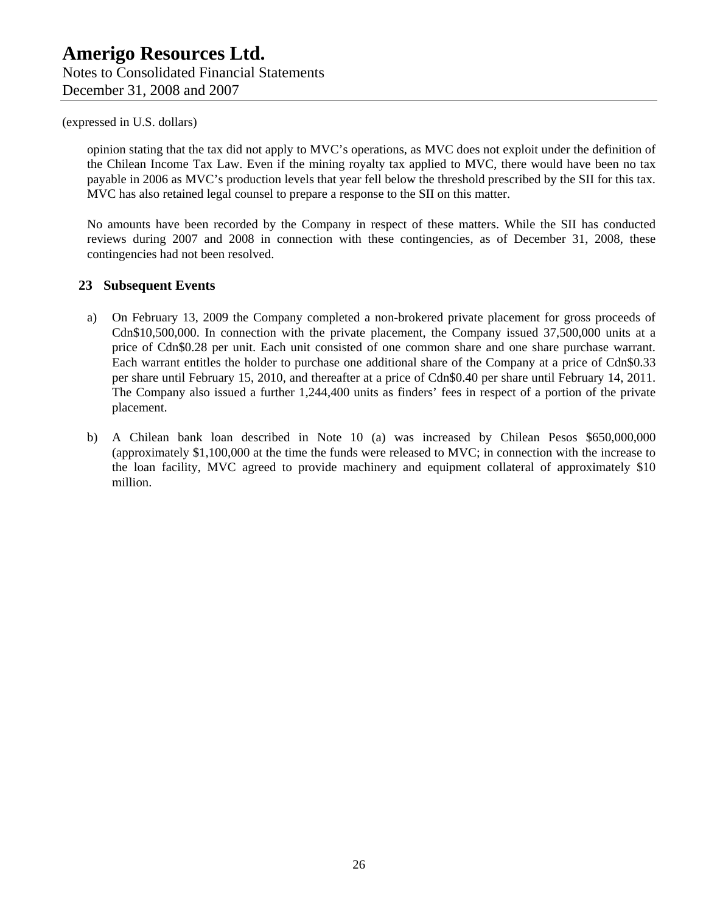(expressed in U.S. dollars)

opinion stating that the tax did not apply to MVC's operations, as MVC does not exploit under the definition of the Chilean Income Tax Law. Even if the mining royalty tax applied to MVC, there would have been no tax payable in 2006 as MVC's production levels that year fell below the threshold prescribed by the SII for this tax. MVC has also retained legal counsel to prepare a response to the SII on this matter.

No amounts have been recorded by the Company in respect of these matters. While the SII has conducted reviews during 2007 and 2008 in connection with these contingencies, as of December 31, 2008, these contingencies had not been resolved.

## 23 Subsequent Events

a) On February 13, 2009 the Company completed a non-brokered private placement for gross proceeds of Cdn$10,500,000. In connection with the private placement, the Company issued 37,500,000 units at a price of Cdn$0.28 per unit. Each unit consisted of one common share and one share purchase warrant. Each warrant entitles the holder to purchase one additional share of the Company at a price of Cdn$0.33 per share until February 15, 2010, and thereafter at a price of Cdn$0.40 per share until February 14, 2011. The Company also issued a further 1,244,400 units as finders' fees in respect of a portion of the private placement.

b) A Chilean bank loan described in Note 10 (a) was increased by Chilean Pesos $650,000,000 (approximately $1,100,000 at the time the funds were released to MVC; in connection with the increase to the loan facility, MVC agreed to provide machinery and equipment collateral of approximately $10 million.